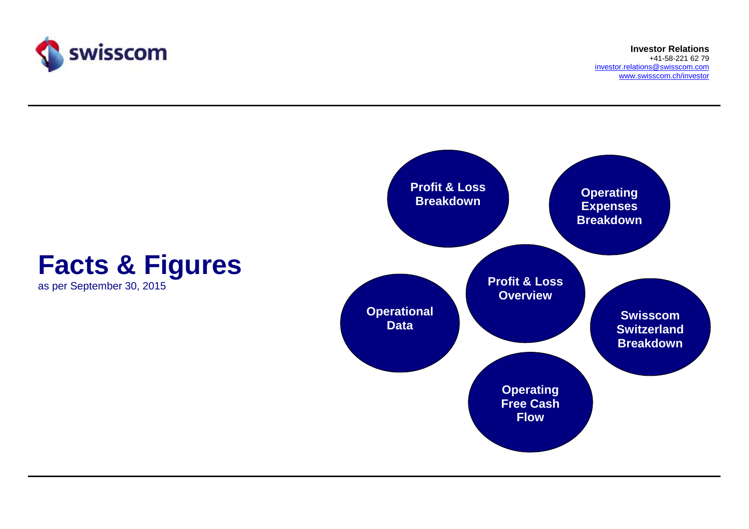swisscom

**Investor Relations**
+41-58-221 62 79
investor.relations@swisscom.com
www.swisscom.ch/investor

# Facts & Figures

as per September 30, 2015

- **Profit & Loss Breakdown**
- **Operating Expenses Breakdown**
- **Profit & Loss Overview**
- **Operational Data**
- **Swisscom Switzerland Breakdown**
- **Operating Free Cash Flow**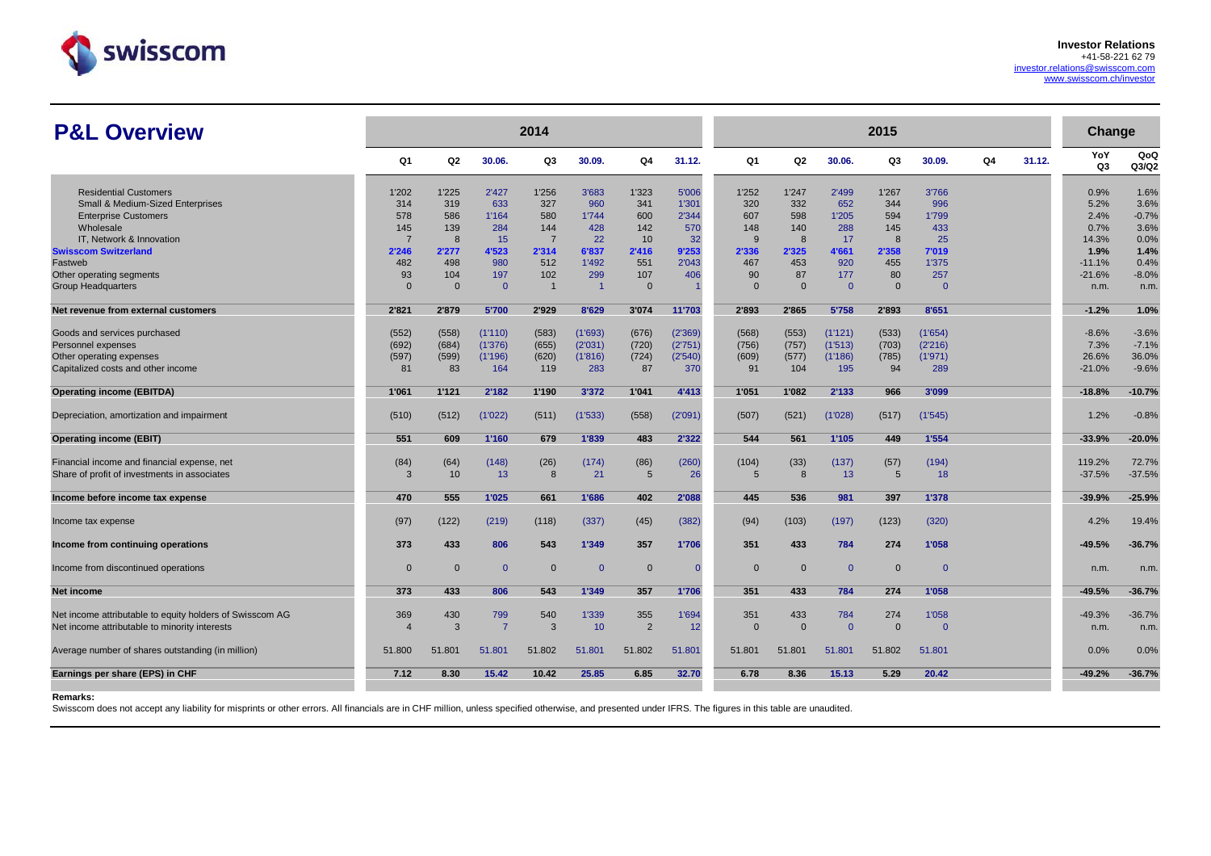Investor Relations
+41-58-221 62 79
investor.relations@swisscom.com
www.swisscom.ch/investor

# P&L Overview

| | 2014 | | | | | | | 2015 | | | | | | | Change | |
|---|---|---|---|---|---|---|---|---|---|---|---|---|---|---|---|---|
| | Q1 | Q2 | 30.06. | Q3 | 30.09. | Q4 | 31.12. | Q1 | Q2 | 30.06. | Q3 | 30.09. | Q4 | 31.12. | YoY Q3 | QoQ Q3/Q2 |
| Residential Customers | 1'202 | 1'225 | 2'427 | 1'256 | 3'683 | 1'323 | 5'006 | 1'252 | 1'247 | 2'499 | 1'267 | 3'766 | | | 0.9% | 1.6% |
| Small & Medium-Sized Enterprises | 314 | 319 | 633 | 327 | 960 | 341 | 1'301 | 320 | 332 | 652 | 344 | 996 | | | 5.2% | 3.6% |
| Enterprise Customers | 578 | 586 | 1'164 | 580 | 1'744 | 600 | 2'344 | 607 | 598 | 1'205 | 594 | 1'799 | | | 2.4% | -0.7% |
| Wholesale | 145 | 139 | 284 | 144 | 428 | 142 | 570 | 148 | 140 | 288 | 145 | 433 | | | 0.7% | 3.6% |
| IT, Network & Innovation | 7 | 8 | 15 | 7 | 22 | 10 | 32 | 9 | 8 | 17 | 8 | 25 | | | 14.3% | 0.0% |
| **Swisscom Switzerland** | **2'246** | **2'277** | **4'523** | **2'314** | **6'837** | **2'416** | **9'253** | **2'336** | **2'325** | **4'661** | **2'358** | **7'019** | | | **1.9%** | **1.4%** |
| Fastweb | 482 | 498 | 980 | 512 | 1'492 | 551 | 2'043 | 467 | 453 | 920 | 455 | 1'375 | | | -11.1% | 0.4% |
| Other operating segments | 93 | 104 | 197 | 102 | 299 | 107 | 406 | 90 | 87 | 177 | 80 | 257 | | | -21.6% | -8.0% |
| Group Headquarters | 0 | 0 | 0 | 1 | 1 | 0 | 1 | 0 | 0 | 0 | 0 | 0 | | | n.m. | n.m. |
| **Net revenue from external customers** | **2'821** | **2'879** | **5'700** | **2'929** | **8'629** | **3'074** | **11'703** | **2'893** | **2'865** | **5'758** | **2'893** | **8'651** | | | **-1.2%** | **1.0%** |
| Goods and services purchased | (552) | (558) | (1'110) | (583) | (1'693) | (676) | (2'369) | (568) | (553) | (1'121) | (533) | (1'654) | | | -8.6% | -3.6% |
| Personnel expenses | (692) | (684) | (1'376) | (655) | (2'031) | (720) | (2'751) | (756) | (757) | (1'513) | (703) | (2'216) | | | 7.3% | -7.1% |
| Other operating expenses | (597) | (599) | (1'196) | (620) | (1'816) | (724) | (2'540) | (609) | (577) | (1'186) | (785) | (1'971) | | | 26.6% | 36.0% |
| Capitalized costs and other income | 81 | 83 | 164 | 119 | 283 | 87 | 370 | 91 | 104 | 195 | 94 | 289 | | | -21.0% | -9.6% |
| **Operating income (EBITDA)** | **1'061** | **1'121** | **2'182** | **1'190** | **3'372** | **1'041** | **4'413** | **1'051** | **1'082** | **2'133** | **966** | **3'099** | | | **-18.8%** | **-10.7%** |
| Depreciation, amortization and impairment | (510) | (512) | (1'022) | (511) | (1'533) | (558) | (2'091) | (507) | (521) | (1'028) | (517) | (1'545) | | | 1.2% | -0.8% |
| **Operating income (EBIT)** | **551** | **609** | **1'160** | **679** | **1'839** | **483** | **2'322** | **544** | **561** | **1'105** | **449** | **1'554** | | | **-33.9%** | **-20.0%** |
| Financial income and financial expense, net | (84) | (64) | (148) | (26) | (174) | (86) | (260) | (104) | (33) | (137) | (57) | (194) | | | 119.2% | 72.7% |
| Share of profit of investments in associates | 3 | 10 | 13 | 8 | 21 | 5 | 26 | 5 | 8 | 13 | 5 | 18 | | | -37.5% | -37.5% |
| **Income before income tax expense** | **470** | **555** | **1'025** | **661** | **1'686** | **402** | **2'088** | **445** | **536** | **981** | **397** | **1'378** | | | **-39.9%** | **-25.9%** |
| Income tax expense | (97) | (122) | (219) | (118) | (337) | (45) | (382) | (94) | (103) | (197) | (123) | (320) | | | 4.2% | 19.4% |
| **Income from continuing operations** | **373** | **433** | **806** | **543** | **1'349** | **357** | **1'706** | **351** | **433** | **784** | **274** | **1'058** | | | **-49.5%** | **-36.7%** |
| Income from discontinued operations | 0 | 0 | 0 | 0 | 0 | 0 | 0 | 0 | 0 | 0 | 0 | 0 | | | n.m. | n.m. |
| **Net income** | **373** | **433** | **806** | **543** | **1'349** | **357** | **1'706** | **351** | **433** | **784** | **274** | **1'058** | | | **-49.5%** | **-36.7%** |
| Net income attributable to equity holders of Swisscom AG | 369 | 430 | 799 | 540 | 1'339 | 355 | 1'694 | 351 | 433 | 784 | 274 | 1'058 | | | -49.3% | -36.7% |
| Net income attributable to minority interests | 4 | 3 | 7 | 3 | 10 | 2 | 12 | 0 | 0 | 0 | 0 | 0 | | | n.m. | n.m. |
| Average number of shares outstanding (in million) | 51.800 | 51.801 | 51.801 | 51.802 | 51.801 | 51.802 | 51.801 | 51.801 | 51.801 | 51.801 | 51.802 | 51.801 | | | 0.0% | 0.0% |
| **Earnings per share (EPS) in CHF** | **7.12** | **8.30** | **15.42** | **10.42** | **25.85** | **6.85** | **32.70** | **6.78** | **8.36** | **15.13** | **5.29** | **20.42** | | | **-49.2%** | **-36.7%** |

**Remarks:**
Swisscom does not accept any liability for misprints or other errors. All financials are in CHF million, unless specified otherwise, and presented under IFRS. The figures in this table are unaudited.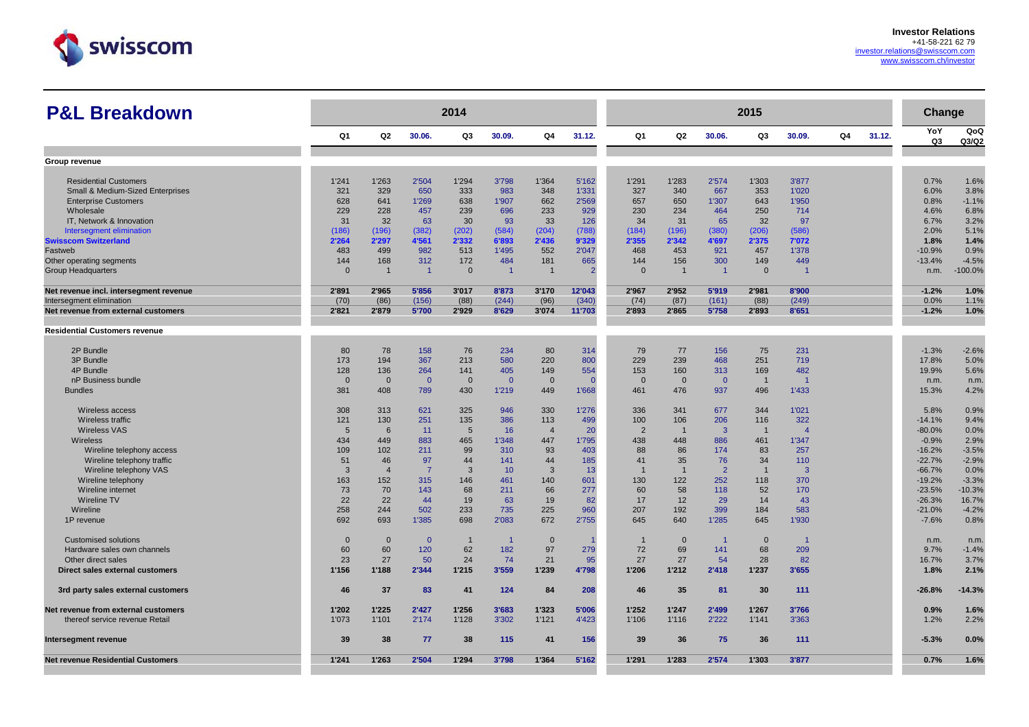Investor Relations
+41-58-221 62 79
investor.relations@swisscom.com
www.swisscom.ch/investor

# P&L Breakdown

| | 2014 | | | | | | | 2015 | | | | | | | Change | |
|---|---|---|---|---|---|---|---|---|---|---|---|---|---|---|---|---|
| | Q1 | Q2 | 30.06. | Q3 | 30.09. | Q4 | 31.12. | Q1 | Q2 | 30.06. | Q3 | 30.09. | Q4 | 31.12. | YoY Q3 | QoQ Q3/Q2 |
| **Group revenue** | | | | | | | | | | | | | | | | |
| Residential Customers | 1'241 | 1'263 | 2'504 | 1'294 | 3'798 | 1'364 | 5'162 | 1'291 | 1'283 | 2'574 | 1'303 | 3'877 | | | 0.7% | 1.6% |
| Small & Medium-Sized Enterprises | 321 | 329 | 650 | 333 | 983 | 348 | 1'331 | 327 | 340 | 667 | 353 | 1'020 | | | 6.0% | 3.8% |
| Enterprise Customers | 628 | 641 | 1'269 | 638 | 1'907 | 662 | 2'569 | 657 | 650 | 1'307 | 643 | 1'950 | | | 0.8% | -1.1% |
| Wholesale | 229 | 228 | 457 | 239 | 696 | 233 | 929 | 230 | 234 | 464 | 250 | 714 | | | 4.6% | 6.8% |
| IT, Network & Innovation | 31 | 32 | 63 | 30 | 93 | 33 | 126 | 34 | 31 | 65 | 32 | 97 | | | 6.7% | 3.2% |
| Intersegment elimination | (186) | (196) | (382) | (202) | (584) | (204) | (788) | (184) | (196) | (380) | (206) | (586) | | | 2.0% | 5.1% |
| **Swisscom Switzerland** | **2'264** | **2'297** | **4'561** | **2'332** | **6'893** | **2'436** | **9'329** | **2'355** | **2'342** | **4'697** | **2'375** | **7'072** | | | **1.8%** | **1.4%** |
| Fastweb | 483 | 499 | 982 | 513 | 1'495 | 552 | 2'047 | 468 | 453 | 921 | 457 | 1'378 | | | -10.9% | 0.9% |
| Other operating segments | 144 | 168 | 312 | 172 | 484 | 181 | 665 | 144 | 156 | 300 | 149 | 449 | | | -13.4% | -4.5% |
| Group Headquarters | 0 | 1 | 1 | 0 | 1 | 1 | 2 | 0 | 1 | 1 | 0 | 1 | | | n.m. | -100.0% |
| **Net revenue incl. intersegment revenue** | **2'891** | **2'965** | **5'856** | **3'017** | **8'873** | **3'170** | **12'043** | **2'967** | **2'952** | **5'919** | **2'981** | **8'900** | | | **-1.2%** | **1.0%** |
| Intersegment elimination | (70) | (86) | (156) | (88) | (244) | (96) | (340) | (74) | (87) | (161) | (88) | (249) | | | 0.0% | 1.1% |
| **Net revenue from external customers** | **2'821** | **2'879** | **5'700** | **2'929** | **8'629** | **3'074** | **11'703** | **2'893** | **2'865** | **5'758** | **2'893** | **8'651** | | | **-1.2%** | **1.0%** |
| **Residential Customers revenue** | | | | | | | | | | | | | | | | |
| 2P Bundle | 80 | 78 | 158 | 76 | 234 | 80 | 314 | 79 | 77 | 156 | 75 | 231 | | | -1.3% | -2.6% |
| 3P Bundle | 173 | 194 | 367 | 213 | 580 | 220 | 800 | 229 | 239 | 468 | 251 | 719 | | | 17.8% | 5.0% |
| 4P Bundle | 128 | 136 | 264 | 141 | 405 | 149 | 554 | 153 | 160 | 313 | 169 | 482 | | | 19.9% | 5.6% |
| nP Business bundle | 0 | 0 | 0 | 0 | 0 | 0 | 0 | 0 | 0 | 0 | 1 | 1 | | | n.m. | n.m. |
| Bundles | 381 | 408 | 789 | 430 | 1'219 | 449 | 1'668 | 461 | 476 | 937 | 496 | 1'433 | | | 15.3% | 4.2% |
| Wireless access | 308 | 313 | 621 | 325 | 946 | 330 | 1'276 | 336 | 341 | 677 | 344 | 1'021 | | | 5.8% | 0.9% |
| Wireless traffic | 121 | 130 | 251 | 135 | 386 | 113 | 499 | 100 | 106 | 206 | 116 | 322 | | | -14.1% | 9.4% |
| Wireless VAS | 5 | 6 | 11 | 5 | 16 | 4 | 20 | 2 | 1 | 3 | 1 | 4 | | | -80.0% | 0.0% |
| Wireless | 434 | 449 | 883 | 465 | 1'348 | 447 | 1'795 | 438 | 448 | 886 | 461 | 1'347 | | | -0.9% | 2.9% |
| Wireline telephony access | 109 | 102 | 211 | 99 | 310 | 93 | 403 | 88 | 86 | 174 | 83 | 257 | | | -16.2% | -3.5% |
| Wireline telephony traffic | 51 | 46 | 97 | 44 | 141 | 44 | 185 | 41 | 35 | 76 | 34 | 110 | | | -22.7% | -2.9% |
| Wireline telephony VAS | 3 | 4 | 7 | 3 | 10 | 3 | 13 | 1 | 1 | 2 | 1 | 3 | | | -66.7% | 0.0% |
| Wireline telephony | 163 | 152 | 315 | 146 | 461 | 140 | 601 | 130 | 122 | 252 | 118 | 370 | | | -19.2% | -3.3% |
| Wireline internet | 73 | 70 | 143 | 68 | 211 | 66 | 277 | 60 | 58 | 118 | 52 | 170 | | | -23.5% | -10.3% |
| Wireline TV | 22 | 22 | 44 | 19 | 63 | 19 | 82 | 17 | 12 | 29 | 14 | 43 | | | -26.3% | 16.7% |
| Wireline | 258 | 244 | 502 | 233 | 735 | 225 | 960 | 207 | 192 | 399 | 184 | 583 | | | -21.0% | -4.2% |
| 1P revenue | 692 | 693 | 1'385 | 698 | 2'083 | 672 | 2'755 | 645 | 640 | 1'285 | 645 | 1'930 | | | -7.6% | 0.8% |
| Customised solutions | 0 | 0 | 0 | 1 | 1 | 0 | 1 | 1 | 0 | 1 | 0 | 1 | | | n.m. | n.m. |
| Hardware sales own channels | 60 | 60 | 120 | 62 | 182 | 97 | 279 | 72 | 69 | 141 | 68 | 209 | | | 9.7% | -1.4% |
| Other direct sales | 23 | 27 | 50 | 24 | 74 | 21 | 95 | 27 | 27 | 54 | 28 | 82 | | | 16.7% | 3.7% |
| **Direct sales external customers** | **1'156** | **1'188** | **2'344** | **1'215** | **3'559** | **1'239** | **4'798** | **1'206** | **1'212** | **2'418** | **1'237** | **3'655** | | | **1.8%** | **2.1%** |
| **3rd party sales external customers** | **46** | **37** | **83** | **41** | **124** | **84** | **208** | **46** | **35** | **81** | **30** | **111** | | | **-26.8%** | **-14.3%** |
| **Net revenue from external customers** | **1'202** | **1'225** | **2'427** | **1'256** | **3'683** | **1'323** | **5'006** | **1'252** | **1'247** | **2'499** | **1'267** | **3'766** | | | **0.9%** | **1.6%** |
| thereof service revenue Retail | 1'073 | 1'101 | 2'174 | 1'128 | 3'302 | 1'121 | 4'423 | 1'106 | 1'116 | 2'222 | 1'141 | 3'363 | | | 1.2% | 2.2% |
| **Intersegment revenue** | **39** | **38** | **77** | **38** | **115** | **41** | **156** | **39** | **36** | **75** | **36** | **111** | | | **-5.3%** | **0.0%** |
| **Net revenue Residential Customers** | **1'241** | **1'263** | **2'504** | **1'294** | **3'798** | **1'364** | **5'162** | **1'291** | **1'283** | **2'574** | **1'303** | **3'877** | | | **0.7%** | **1.6%** |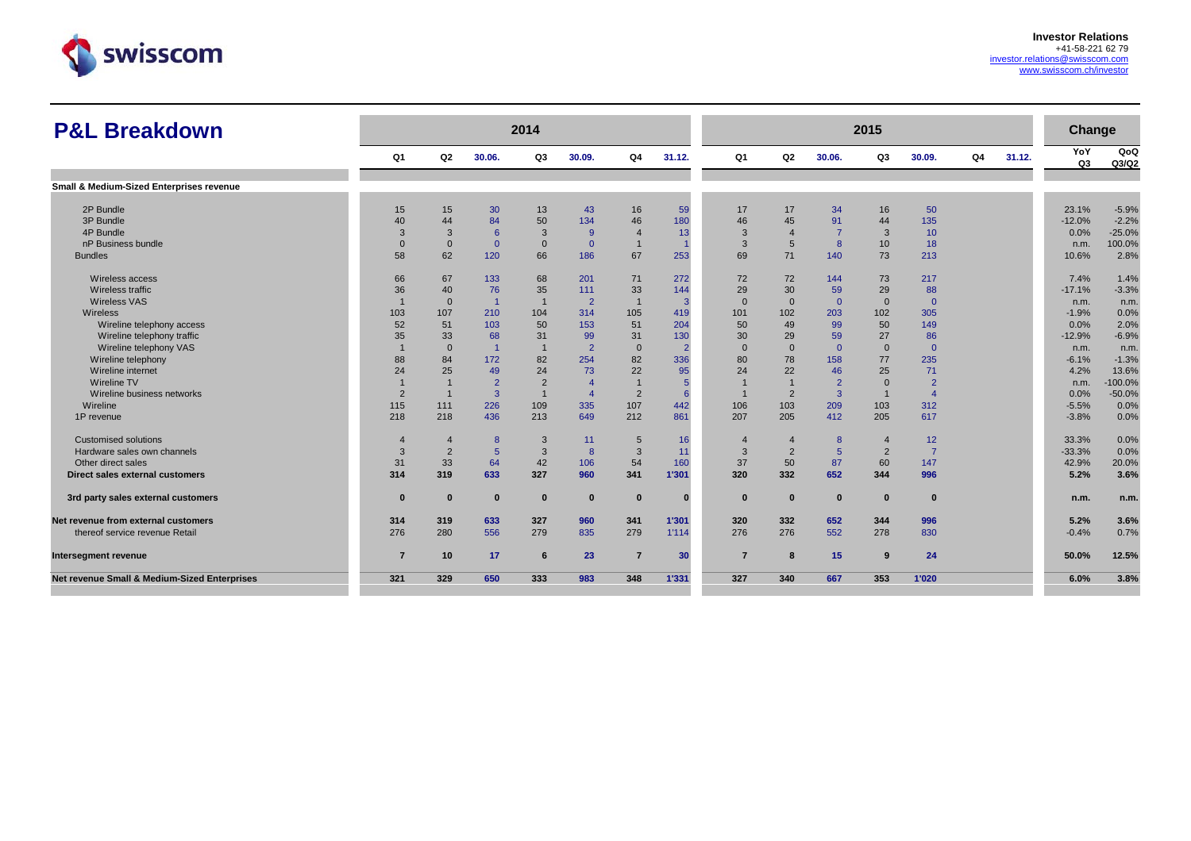Investor Relations
+41-58-221 62 79
investor.relations@swisscom.com
www.swisscom.ch/investor

# P&L Breakdown

| | 2014 | | | | | | | 2015 | | | | | | | Change | |
|---|---|---|---|---|---|---|---|---|---|---|---|---|---|---|---|---|
| | Q1 | Q2 | 30.06. | Q3 | 30.09. | Q4 | 31.12. | Q1 | Q2 | 30.06. | Q3 | 30.09. | Q4 | 31.12. | YoY Q3 | QoQ Q3/Q2 |
| **Small & Medium-Sized Enterprises revenue** | | | | | | | | | | | | | | | | |
| 2P Bundle | 15 | 15 | 30 | 13 | 43 | 16 | 59 | 17 | 17 | 34 | 16 | 50 | | | 23.1% | -5.9% |
| 3P Bundle | 40 | 44 | 84 | 50 | 134 | 46 | 180 | 46 | 45 | 91 | 44 | 135 | | | -12.0% | -2.2% |
| 4P Bundle | 3 | 3 | 6 | 3 | 9 | 4 | 13 | 3 | 4 | 7 | 3 | 10 | | | 0.0% | -25.0% |
| nP Business bundle | 0 | 0 | 0 | 0 | 0 | 1 | 1 | 3 | 5 | 8 | 10 | 18 | | | n.m. | 100.0% |
| Bundles | 58 | 62 | 120 | 66 | 186 | 67 | 253 | 69 | 71 | 140 | 73 | 213 | | | 10.6% | 2.8% |
| Wireless access | 66 | 67 | 133 | 68 | 201 | 71 | 272 | 72 | 72 | 144 | 73 | 217 | | | 7.4% | 1.4% |
| Wireless traffic | 36 | 40 | 76 | 35 | 111 | 33 | 144 | 29 | 30 | 59 | 29 | 88 | | | -17.1% | -3.3% |
| Wireless VAS | 1 | 0 | 1 | 1 | 2 | 1 | 3 | 0 | 0 | 0 | 0 | 0 | | | n.m. | n.m. |
| Wireless | 103 | 107 | 210 | 104 | 314 | 105 | 419 | 101 | 102 | 203 | 102 | 305 | | | -1.9% | 0.0% |
| Wireline telephony access | 52 | 51 | 103 | 50 | 153 | 51 | 204 | 50 | 49 | 99 | 50 | 149 | | | 0.0% | 2.0% |
| Wireline telephony traffic | 35 | 33 | 68 | 31 | 99 | 31 | 130 | 30 | 29 | 59 | 27 | 86 | | | -12.9% | -6.9% |
| Wireline telephony VAS | 1 | 0 | 1 | 1 | 2 | 0 | 2 | 0 | 0 | 0 | 0 | 0 | | | n.m. | n.m. |
| Wireline telephony | 88 | 84 | 172 | 82 | 254 | 82 | 336 | 80 | 78 | 158 | 77 | 235 | | | -6.1% | -1.3% |
| Wireline internet | 24 | 25 | 49 | 24 | 73 | 22 | 95 | 24 | 22 | 46 | 25 | 71 | | | 4.2% | 13.6% |
| Wireline TV | 1 | 1 | 2 | 2 | 4 | 1 | 5 | 1 | 1 | 2 | 0 | 2 | | | n.m. | -100.0% |
| Wireline business networks | 2 | 1 | 3 | 1 | 4 | 2 | 6 | 1 | 2 | 3 | 1 | 4 | | | 0.0% | -50.0% |
| Wireline | 115 | 111 | 226 | 109 | 335 | 107 | 442 | 106 | 103 | 209 | 103 | 312 | | | -5.5% | 0.0% |
| 1P revenue | 218 | 218 | 436 | 213 | 649 | 212 | 861 | 207 | 205 | 412 | 205 | 617 | | | -3.8% | 0.0% |
| Customised solutions | 4 | 4 | 8 | 3 | 11 | 5 | 16 | 4 | 4 | 8 | 4 | 12 | | | 33.3% | 0.0% |
| Hardware sales own channels | 3 | 2 | 5 | 3 | 8 | 3 | 11 | 3 | 2 | 5 | 2 | 7 | | | -33.3% | 0.0% |
| Other direct sales | 31 | 33 | 64 | 42 | 106 | 54 | 160 | 37 | 50 | 87 | 60 | 147 | | | 42.9% | 20.0% |
| **Direct sales external customers** | **314** | **319** | **633** | **327** | **960** | **341** | **1'301** | **320** | **332** | **652** | **344** | **996** | | | **5.2%** | **3.6%** |
| **3rd party sales external customers** | **0** | **0** | **0** | **0** | **0** | **0** | **0** | **0** | **0** | **0** | **0** | **0** | | | **n.m.** | **n.m.** |
| **Net revenue from external customers** | **314** | **319** | **633** | **327** | **960** | **341** | **1'301** | **320** | **332** | **652** | **344** | **996** | | | **5.2%** | **3.6%** |
| thereof service revenue Retail | 276 | 280 | 556 | 279 | 835 | 279 | 1'114 | 276 | 276 | 552 | 278 | 830 | | | -0.4% | 0.7% |
| **Intersegment revenue** | **7** | **10** | **17** | **6** | **23** | **7** | **30** | **7** | **8** | **15** | **9** | **24** | | | **50.0%** | **12.5%** |
| **Net revenue Small & Medium-Sized Enterprises** | **321** | **329** | **650** | **333** | **983** | **348** | **1'331** | **327** | **340** | **667** | **353** | **1'020** | | | **6.0%** | **3.8%** |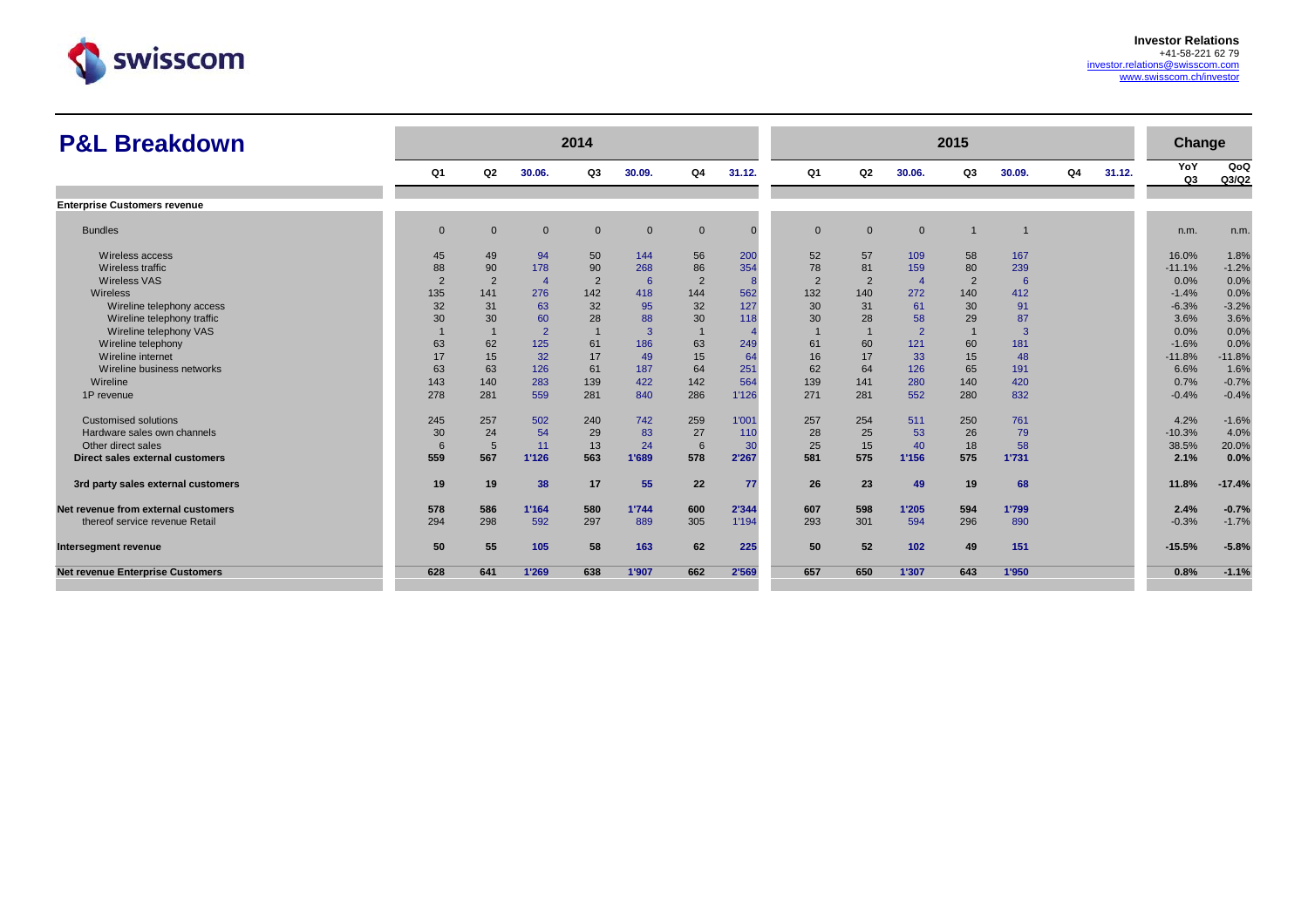**Investor Relations**
+41-58-221 62 79
investor.relations@swisscom.com
www.swisscom.ch/investor

# P&L Breakdown

| | 2014 | | | | | | | 2015 | | | | | | | Change | |
|---|---|---|---|---|---|---|---|---|---|---|---|---|---|---|---|---|
| | Q1 | Q2 | 30.06. | Q3 | 30.09. | Q4 | 31.12. | Q1 | Q2 | 30.06. | Q3 | 30.09. | Q4 | 31.12. | YoY Q3 | QoQ Q3/Q2 |
| **Enterprise Customers revenue** | | | | | | | | | | | | | | | | |
| Bundles | 0 | 0 | 0 | 0 | 0 | 0 | 0 | 0 | 0 | 0 | 1 | 1 | | | n.m. | n.m. |
| Wireless access | 45 | 49 | 94 | 50 | 144 | 56 | 200 | 52 | 57 | 109 | 58 | 167 | | | 16.0% | 1.8% |
| Wireless traffic | 88 | 90 | 178 | 90 | 268 | 86 | 354 | 78 | 81 | 159 | 80 | 239 | | | -11.1% | -1.2% |
| Wireless VAS | 2 | 2 | 4 | 2 | 6 | 2 | 8 | 2 | 2 | 4 | 2 | 6 | | | 0.0% | 0.0% |
| Wireless | 135 | 141 | 276 | 142 | 418 | 144 | 562 | 132 | 140 | 272 | 140 | 412 | | | -1.4% | 0.0% |
| Wireline telephony access | 32 | 31 | 63 | 32 | 95 | 32 | 127 | 30 | 31 | 61 | 30 | 91 | | | -6.3% | -3.2% |
| Wireline telephony traffic | 30 | 30 | 60 | 28 | 88 | 30 | 118 | 30 | 28 | 58 | 29 | 87 | | | 3.6% | 3.6% |
| Wireline telephony VAS | 1 | 1 | 2 | 1 | 3 | 1 | 4 | 1 | 1 | 2 | 1 | 3 | | | 0.0% | 0.0% |
| Wireline telephony | 63 | 62 | 125 | 61 | 186 | 63 | 249 | 61 | 60 | 121 | 60 | 181 | | | -1.6% | 0.0% |
| Wireline internet | 17 | 15 | 32 | 17 | 49 | 15 | 64 | 16 | 17 | 33 | 15 | 48 | | | -11.8% | -11.8% |
| Wireline business networks | 63 | 63 | 126 | 61 | 187 | 64 | 251 | 62 | 64 | 126 | 65 | 191 | | | 6.6% | 1.6% |
| Wireline | 143 | 140 | 283 | 139 | 422 | 142 | 564 | 139 | 141 | 280 | 140 | 420 | | | 0.7% | -0.7% |
| 1P revenue | 278 | 281 | 559 | 281 | 840 | 286 | 1'126 | 271 | 281 | 552 | 280 | 832 | | | -0.4% | -0.4% |
| Customised solutions | 245 | 257 | 502 | 240 | 742 | 259 | 1'001 | 257 | 254 | 511 | 250 | 761 | | | 4.2% | -1.6% |
| Hardware sales own channels | 30 | 24 | 54 | 29 | 83 | 27 | 110 | 28 | 25 | 53 | 26 | 79 | | | -10.3% | 4.0% |
| Other direct sales | 6 | 5 | 11 | 13 | 24 | 6 | 30 | 25 | 15 | 40 | 18 | 58 | | | 38.5% | 20.0% |
| **Direct sales external customers** | **559** | **567** | **1'126** | **563** | **1'689** | **578** | **2'267** | **581** | **575** | **1'156** | **575** | **1'731** | | | **2.1%** | **0.0%** |
| **3rd party sales external customers** | **19** | **19** | **38** | **17** | **55** | **22** | **77** | **26** | **23** | **49** | **19** | **68** | | | **11.8%** | **-17.4%** |
| **Net revenue from external customers** | **578** | **586** | **1'164** | **580** | **1'744** | **600** | **2'344** | **607** | **598** | **1'205** | **594** | **1'799** | | | **2.4%** | **-0.7%** |
| thereof service revenue Retail | 294 | 298 | 592 | 297 | 889 | 305 | 1'194 | 293 | 301 | 594 | 296 | 890 | | | -0.3% | -1.7% |
| **Intersegment revenue** | **50** | **55** | **105** | **58** | **163** | **62** | **225** | **50** | **52** | **102** | **49** | **151** | | | **-15.5%** | **-5.8%** |
| **Net revenue Enterprise Customers** | **628** | **641** | **1'269** | **638** | **1'907** | **662** | **2'569** | **657** | **650** | **1'307** | **643** | **1'950** | | | **0.8%** | **-1.1%** |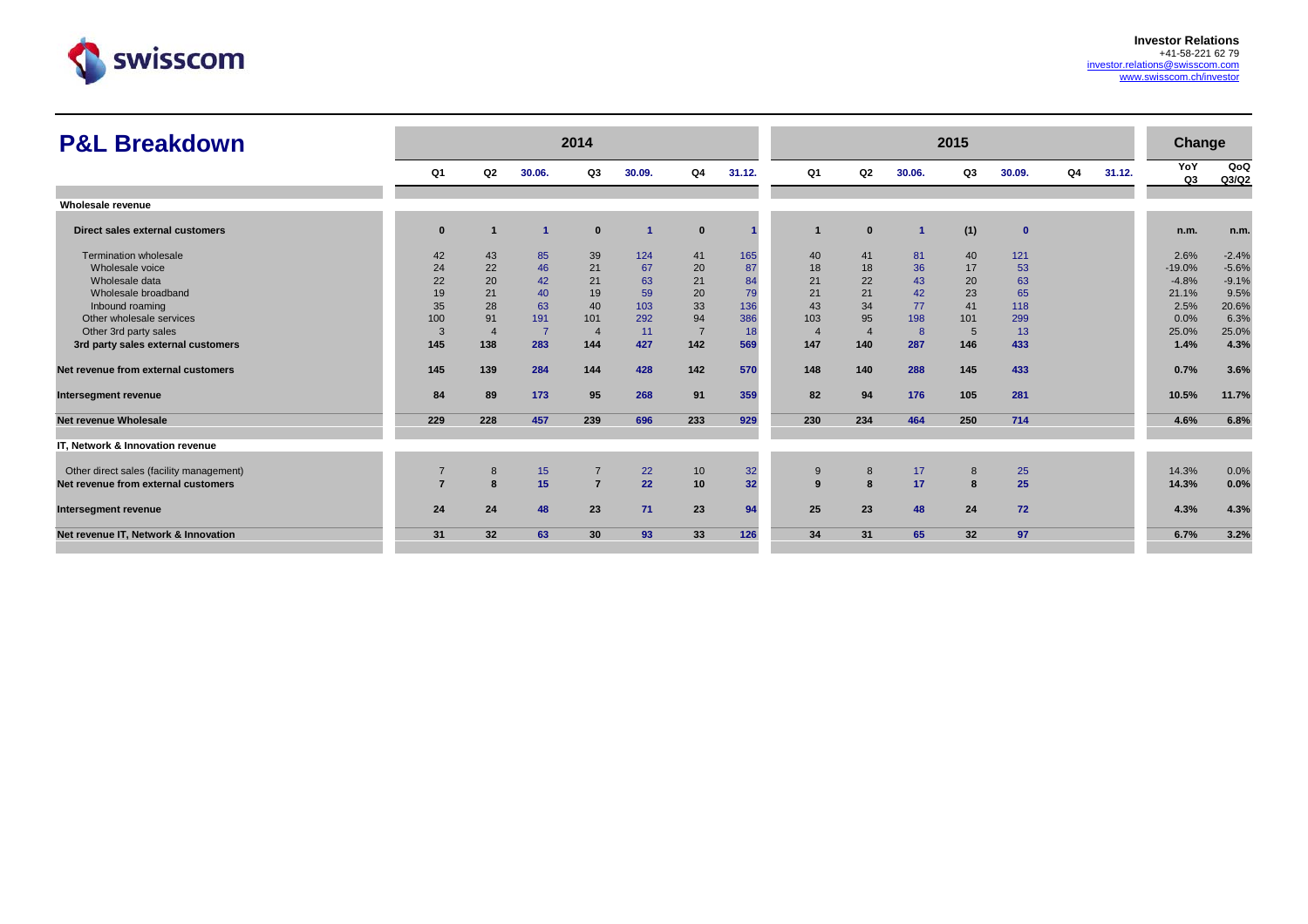**Investor Relations**
+41-58-221 62 79
investor.relations@swisscom.com
www.swisscom.ch/investor

# P&L Breakdown

| | 2014 | | | | | | | 2015 | | | | | | | Change | |
|---|---|---|---|---|---|---|---|---|---|---|---|---|---|---|---|---|
| | Q1 | Q2 | 30.06. | Q3 | 30.09. | Q4 | 31.12. | Q1 | Q2 | 30.06. | Q3 | 30.09. | Q4 | 31.12. | YoY Q3 | QoQ Q3/Q2 |
| **Wholesale revenue** | | | | | | | | | | | | | | | | |
| **Direct sales external customers** | **0** | **1** | **1** | **0** | **1** | **0** | **1** | **1** | **0** | **1** | **(1)** | **0** | | | **n.m.** | **n.m.** |
| Termination wholesale | 42 | 43 | 85 | 39 | 124 | 41 | 165 | 40 | 41 | 81 | 40 | 121 | | | 2.6% | -2.4% |
| Wholesale voice | 24 | 22 | 46 | 21 | 67 | 20 | 87 | 18 | 18 | 36 | 17 | 53 | | | -19.0% | -5.6% |
| Wholesale data | 22 | 20 | 42 | 21 | 63 | 21 | 84 | 21 | 22 | 43 | 20 | 63 | | | -4.8% | -9.1% |
| Wholesale broadband | 19 | 21 | 40 | 19 | 59 | 20 | 79 | 21 | 21 | 42 | 23 | 65 | | | 21.1% | 9.5% |
| Inbound roaming | 35 | 28 | 63 | 40 | 103 | 33 | 136 | 43 | 34 | 77 | 41 | 118 | | | 2.5% | 20.6% |
| Other wholesale services | 100 | 91 | 191 | 101 | 292 | 94 | 386 | 103 | 95 | 198 | 101 | 299 | | | 0.0% | 6.3% |
| Other 3rd party sales | 3 | 4 | 7 | 4 | 11 | 7 | 18 | 4 | 4 | 8 | 5 | 13 | | | 25.0% | 25.0% |
| **3rd party sales external customers** | **145** | **138** | **283** | **144** | **427** | **142** | **569** | **147** | **140** | **287** | **146** | **433** | | | **1.4%** | **4.3%** |
| **Net revenue from external customers** | **145** | **139** | **284** | **144** | **428** | **142** | **570** | **148** | **140** | **288** | **145** | **433** | | | **0.7%** | **3.6%** |
| **Intersegment revenue** | **84** | **89** | **173** | **95** | **268** | **91** | **359** | **82** | **94** | **176** | **105** | **281** | | | **10.5%** | **11.7%** |
| **Net revenue Wholesale** | **229** | **228** | **457** | **239** | **696** | **233** | **929** | **230** | **234** | **464** | **250** | **714** | | | **4.6%** | **6.8%** |
| **IT, Network & Innovation revenue** | | | | | | | | | | | | | | | | |
| Other direct sales (facility management) | 7 | 8 | 15 | 7 | 22 | 10 | 32 | 9 | 8 | 17 | 8 | 25 | | | 14.3% | 0.0% |
| **Net revenue from external customers** | **7** | **8** | **15** | **7** | **22** | **10** | **32** | **9** | **8** | **17** | **8** | **25** | | | **14.3%** | **0.0%** |
| **Intersegment revenue** | **24** | **24** | **48** | **23** | **71** | **23** | **94** | **25** | **23** | **48** | **24** | **72** | | | **4.3%** | **4.3%** |
| **Net revenue IT, Network & Innovation** | **31** | **32** | **63** | **30** | **93** | **33** | **126** | **34** | **31** | **65** | **32** | **97** | | | **6.7%** | **3.2%** |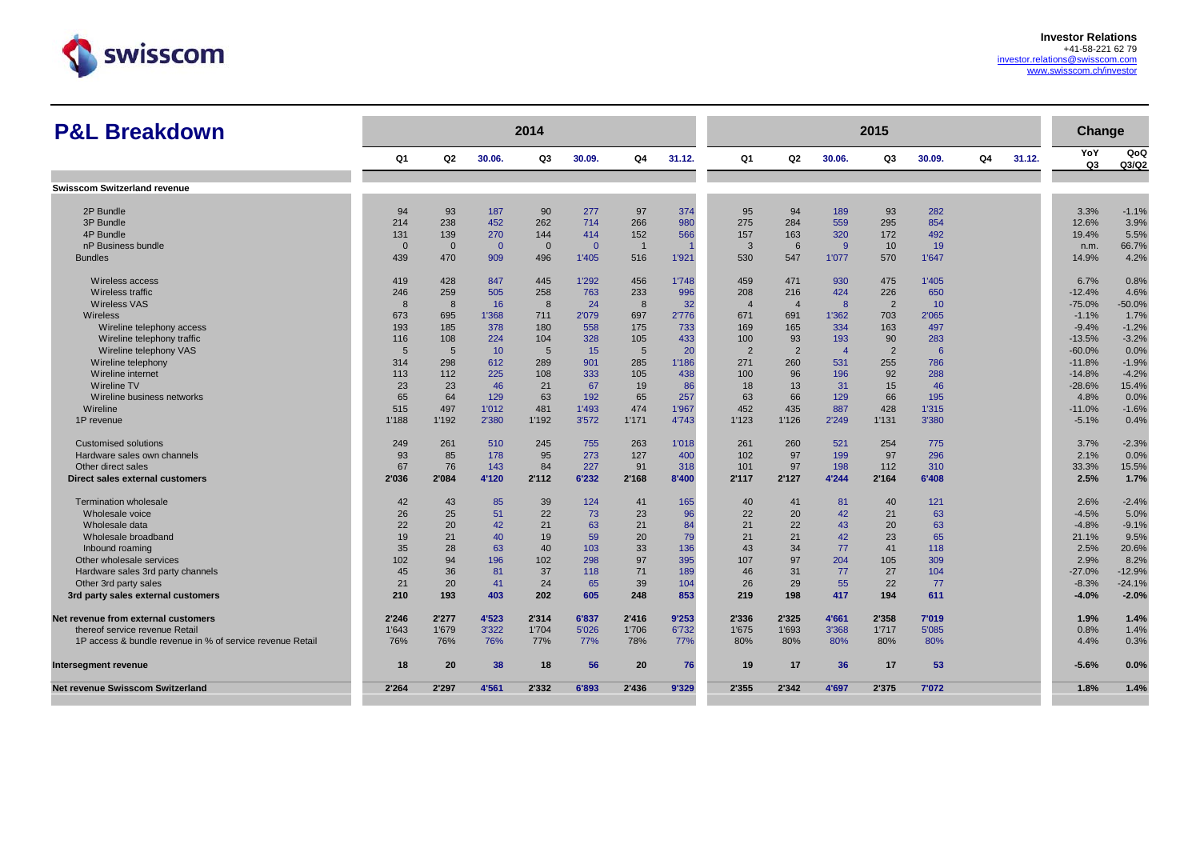Investor Relations
+41-58-221 62 79
investor.relations@swisscom.com
www.swisscom.ch/investor

# P&L Breakdown

| | 2014 | | | | | | | 2015 | | | | | | | Change | |
|---|---|---|---|---|---|---|---|---|---|---|---|---|---|---|---|---|
| | Q1 | Q2 | 30.06. | Q3 | 30.09. | Q4 | 31.12. | Q1 | Q2 | 30.06. | Q3 | 30.09. | Q4 | 31.12. | YoY Q3 | QoQ Q3/Q2 |
| **Swisscom Switzerland revenue** | | | | | | | | | | | | | | | | |
| 2P Bundle | 94 | 93 | 187 | 90 | 277 | 97 | 374 | 95 | 94 | 189 | 93 | 282 | | | 3.3% | -1.1% |
| 3P Bundle | 214 | 238 | 452 | 262 | 714 | 266 | 980 | 275 | 284 | 559 | 295 | 854 | | | 12.6% | 3.9% |
| 4P Bundle | 131 | 139 | 270 | 144 | 414 | 152 | 566 | 157 | 163 | 320 | 172 | 492 | | | 19.4% | 5.5% |
| nP Business bundle | 0 | 0 | 0 | 0 | 0 | 1 | 1 | 3 | 6 | 9 | 10 | 19 | | | n.m. | 66.7% |
| Bundles | 439 | 470 | 909 | 496 | 1'405 | 516 | 1'921 | 530 | 547 | 1'077 | 570 | 1'647 | | | 14.9% | 4.2% |
| Wireless access | 419 | 428 | 847 | 445 | 1'292 | 456 | 1'748 | 459 | 471 | 930 | 475 | 1'405 | | | 6.7% | 0.8% |
| Wireless traffic | 246 | 259 | 505 | 258 | 763 | 233 | 996 | 208 | 216 | 424 | 226 | 650 | | | -12.4% | 4.6% |
| Wireless VAS | 8 | 8 | 16 | 8 | 24 | 8 | 32 | 4 | 4 | 8 | 2 | 10 | | | -75.0% | -50.0% |
| Wireless | 673 | 695 | 1'368 | 711 | 2'079 | 697 | 2'776 | 671 | 691 | 1'362 | 703 | 2'065 | | | -1.1% | 1.7% |
| Wireline telephony access | 193 | 185 | 378 | 180 | 558 | 175 | 733 | 169 | 165 | 334 | 163 | 497 | | | -9.4% | -1.2% |
| Wireline telephony traffic | 116 | 108 | 224 | 104 | 328 | 105 | 433 | 100 | 93 | 193 | 90 | 283 | | | -13.5% | -3.2% |
| Wireline telephony VAS | 5 | 5 | 10 | 5 | 15 | 5 | 20 | 2 | 2 | 4 | 2 | 6 | | | -60.0% | 0.0% |
| Wireline telephony | 314 | 298 | 612 | 289 | 901 | 285 | 1'186 | 271 | 260 | 531 | 255 | 786 | | | -11.8% | -1.9% |
| Wireline internet | 113 | 112 | 225 | 108 | 333 | 105 | 438 | 100 | 96 | 196 | 92 | 288 | | | -14.8% | -4.2% |
| Wireline TV | 23 | 23 | 46 | 21 | 67 | 19 | 86 | 18 | 13 | 31 | 15 | 46 | | | -28.6% | 15.4% |
| Wireline business networks | 65 | 64 | 129 | 63 | 192 | 65 | 257 | 63 | 66 | 129 | 66 | 195 | | | 4.8% | 0.0% |
| Wireline | 515 | 497 | 1'012 | 481 | 1'493 | 474 | 1'967 | 452 | 435 | 887 | 428 | 1'315 | | | -11.0% | -1.6% |
| 1P revenue | 1'188 | 1'192 | 2'380 | 1'192 | 3'572 | 1'171 | 4'743 | 1'123 | 1'126 | 2'249 | 1'131 | 3'380 | | | -5.1% | 0.4% |
| Customised solutions | 249 | 261 | 510 | 245 | 755 | 263 | 1'018 | 261 | 260 | 521 | 254 | 775 | | | 3.7% | -2.3% |
| Hardware sales own channels | 93 | 85 | 178 | 95 | 273 | 127 | 400 | 102 | 97 | 199 | 97 | 296 | | | 2.1% | 0.0% |
| Other direct sales | 67 | 76 | 143 | 84 | 227 | 91 | 318 | 101 | 97 | 198 | 112 | 310 | | | 33.3% | 15.5% |
| **Direct sales external customers** | **2'036** | **2'084** | **4'120** | **2'112** | **6'232** | **2'168** | **8'400** | **2'117** | **2'127** | **4'244** | **2'164** | **6'408** | | | **2.5%** | **1.7%** |
| Termination wholesale | 42 | 43 | 85 | 39 | 124 | 41 | 165 | 40 | 41 | 81 | 40 | 121 | | | 2.6% | -2.4% |
| Wholesale voice | 26 | 25 | 51 | 22 | 73 | 23 | 96 | 22 | 20 | 42 | 21 | 63 | | | -4.5% | 5.0% |
| Wholesale data | 22 | 20 | 42 | 21 | 63 | 21 | 84 | 21 | 22 | 43 | 20 | 63 | | | -4.8% | -9.1% |
| Wholesale broadband | 19 | 21 | 40 | 19 | 59 | 20 | 79 | 21 | 21 | 42 | 23 | 65 | | | 21.1% | 9.5% |
| Inbound roaming | 35 | 28 | 63 | 40 | 103 | 33 | 136 | 43 | 34 | 77 | 41 | 118 | | | 2.5% | 20.6% |
| Other wholesale services | 102 | 94 | 196 | 102 | 298 | 97 | 395 | 107 | 97 | 204 | 105 | 309 | | | 2.9% | 8.2% |
| Hardware sales 3rd party channels | 45 | 36 | 81 | 37 | 118 | 71 | 189 | 46 | 31 | 77 | 27 | 104 | | | -27.0% | -12.9% |
| Other 3rd party sales | 21 | 20 | 41 | 24 | 65 | 39 | 104 | 26 | 29 | 55 | 22 | 77 | | | -8.3% | -24.1% |
| **3rd party sales external customers** | **210** | **193** | **403** | **202** | **605** | **248** | **853** | **219** | **198** | **417** | **194** | **611** | | | **-4.0%** | **-2.0%** |
| **Net revenue from external customers** | **2'246** | **2'277** | **4'523** | **2'314** | **6'837** | **2'416** | **9'253** | **2'336** | **2'325** | **4'661** | **2'358** | **7'019** | | | **1.9%** | **1.4%** |
| thereof service revenue Retail | 1'643 | 1'679 | 3'322 | 1'704 | 5'026 | 1'706 | 6'732 | 1'675 | 1'693 | 3'368 | 1'717 | 5'085 | | | 0.8% | 1.4% |
| 1P access & bundle revenue in % of service revenue Retail | 76% | 76% | 76% | 77% | 77% | 78% | 77% | 80% | 80% | 80% | 80% | 80% | | | 4.4% | 0.3% |
| **Intersegment revenue** | **18** | **20** | **38** | **18** | **56** | **20** | **76** | **19** | **17** | **36** | **17** | **53** | | | **-5.6%** | **0.0%** |
| **Net revenue Swisscom Switzerland** | **2'264** | **2'297** | **4'561** | **2'332** | **6'893** | **2'436** | **9'329** | **2'355** | **2'342** | **4'697** | **2'375** | **7'072** | | | **1.8%** | **1.4%** |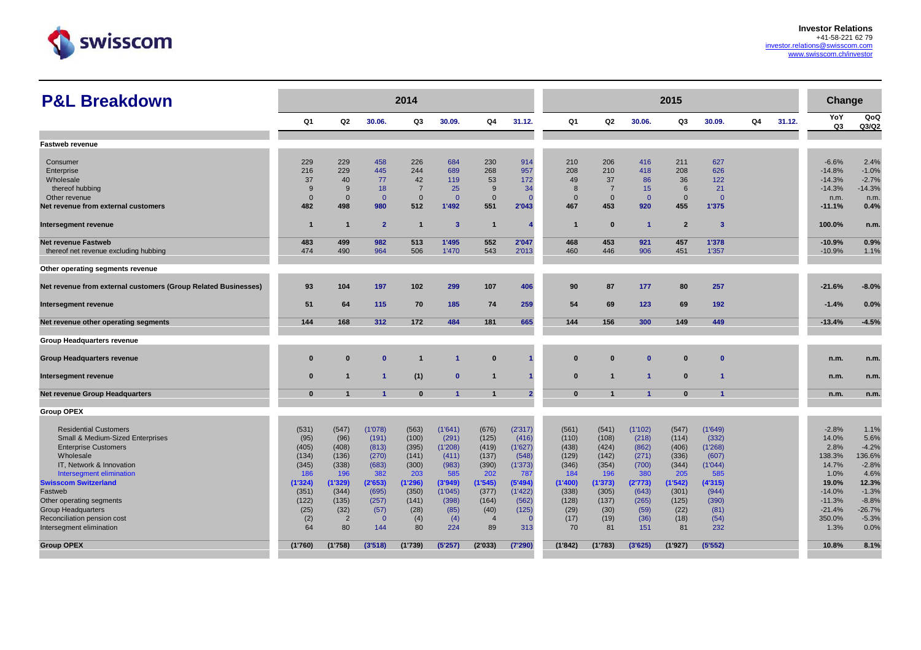# P&L Breakdown

| | 2014 | | | | | | | 2015 | | | | | | | Change | |
|---|---|---|---|---|---|---|---|---|---|---|---|---|---|---|---|---|
| | Q1 | Q2 | 30.06. | Q3 | 30.09. | Q4 | 31.12. | Q1 | Q2 | 30.06. | Q3 | 30.09. | Q4 | 31.12. | YoY Q3 | QoQ Q3/Q2 |
| **Fastweb revenue** | | | | | | | | | | | | | | | | |
| Consumer | 229 | 229 | 458 | 226 | 684 | 230 | 914 | 210 | 206 | 416 | 211 | 627 | | | -6.6% | 2.4% |
| Enterprise | 216 | 229 | 445 | 244 | 689 | 268 | 957 | 208 | 210 | 418 | 208 | 626 | | | -14.8% | -1.0% |
| Wholesale | 37 | 40 | 77 | 42 | 119 | 53 | 172 | 49 | 37 | 86 | 36 | 122 | | | -14.3% | -2.7% |
| thereof hubbing | 9 | 9 | 18 | 7 | 25 | 9 | 34 | 8 | 7 | 15 | 6 | 21 | | | -14.3% | -14.3% |
| Other revenue | 0 | 0 | 0 | 0 | 0 | 0 | 0 | 0 | 0 | 0 | 0 | 0 | | | n.m. | n.m. |
| **Net revenue from external customers** | **482** | **498** | **980** | **512** | **1'492** | **551** | **2'043** | **467** | **453** | **920** | **455** | **1'375** | | | **-11.1%** | **0.4%** |
| **Intersegment revenue** | **1** | **1** | **2** | **1** | **3** | **1** | **4** | **1** | **0** | **1** | **2** | **3** | | | **100.0%** | **n.m.** |
| **Net revenue Fastweb** | **483** | **499** | **982** | **513** | **1'495** | **552** | **2'047** | **468** | **453** | **921** | **457** | **1'378** | | | **-10.9%** | **0.9%** |
| thereof net revenue excluding hubbing | 474 | 490 | 964 | 506 | 1'470 | 543 | 2'013 | 460 | 446 | 906 | 451 | 1'357 | | | -10.9% | 1.1% |
| **Other operating segments revenue** | | | | | | | | | | | | | | | | |
| **Net revenue from external customers (Group Related Businesses)** | **93** | **104** | **197** | **102** | **299** | **107** | **406** | **90** | **87** | **177** | **80** | **257** | | | **-21.6%** | **-8.0%** |
| **Intersegment revenue** | **51** | **64** | **115** | **70** | **185** | **74** | **259** | **54** | **69** | **123** | **69** | **192** | | | **-1.4%** | **0.0%** |
| **Net revenue other operating segments** | **144** | **168** | **312** | **172** | **484** | **181** | **665** | **144** | **156** | **300** | **149** | **449** | | | **-13.4%** | **-4.5%** |
| **Group Headquarters revenue** | | | | | | | | | | | | | | | | |
| **Group Headquarters revenue** | **0** | **0** | **0** | **1** | **1** | **0** | **1** | **0** | **0** | **0** | **0** | **0** | | | **n.m.** | **n.m.** |
| **Intersegment revenue** | **0** | **1** | **1** | **(1)** | **0** | **1** | **1** | **0** | **1** | **1** | **0** | **1** | | | **n.m.** | **n.m.** |
| **Net revenue Group Headquarters** | **0** | **1** | **1** | **0** | **1** | **1** | **2** | **0** | **1** | **1** | **0** | **1** | | | **n.m.** | **n.m.** |
| **Group OPEX** | | | | | | | | | | | | | | | | |
| Residential Customers | (531) | (547) | (1'078) | (563) | (1'641) | (676) | (2'317) | (561) | (541) | (1'102) | (547) | (1'649) | | | -2.8% | 1.1% |
| Small & Medium-Sized Enterprises | (95) | (96) | (191) | (100) | (291) | (125) | (416) | (110) | (108) | (218) | (114) | (332) | | | 14.0% | 5.6% |
| Enterprise Customers | (405) | (408) | (813) | (395) | (1'208) | (419) | (1'627) | (438) | (424) | (862) | (406) | (1'268) | | | 2.8% | -4.2% |
| Wholesale | (134) | (136) | (270) | (141) | (411) | (137) | (548) | (129) | (142) | (271) | (336) | (607) | | | 138.3% | 136.6% |
| IT, Network & Innovation | (345) | (338) | (683) | (300) | (983) | (390) | (1'373) | (346) | (354) | (700) | (344) | (1'044) | | | 14.7% | -2.8% |
| Intersegment elimination | 186 | 196 | 382 | 203 | 585 | 202 | 787 | 184 | 196 | 380 | 205 | 585 | | | 1.0% | 4.6% |
| **Swisscom Switzerland** | **(1'324)** | **(1'329)** | **(2'653)** | **(1'296)** | **(3'949)** | **(1'545)** | **(5'494)** | **(1'400)** | **(1'373)** | **(2'773)** | **(1'542)** | **(4'315)** | | | **19.0%** | **12.3%** |
| Fastweb | (351) | (344) | (695) | (350) | (1'045) | (377) | (1'422) | (338) | (305) | (643) | (301) | (944) | | | -14.0% | -1.3% |
| Other operating segments | (122) | (135) | (257) | (141) | (398) | (164) | (562) | (128) | (137) | (265) | (125) | (390) | | | -11.3% | -8.8% |
| Group Headquarters | (25) | (32) | (57) | (28) | (85) | (40) | (125) | (29) | (30) | (59) | (22) | (81) | | | -21.4% | -26.7% |
| Reconciliation pension cost | (2) | 2 | 0 | (4) | (4) | 4 | 0 | (17) | (19) | (36) | (18) | (54) | | | 350.0% | -5.3% |
| Intersegment elimination | 64 | 80 | 144 | 80 | 224 | 89 | 313 | 70 | 81 | 151 | 81 | 232 | | | 1.3% | 0.0% |
| **Group OPEX** | **(1'760)** | **(1'758)** | **(3'518)** | **(1'739)** | **(5'257)** | **(2'033)** | **(7'290)** | **(1'842)** | **(1'783)** | **(3'625)** | **(1'927)** | **(5'552)** | | | **10.8%** | **8.1%** |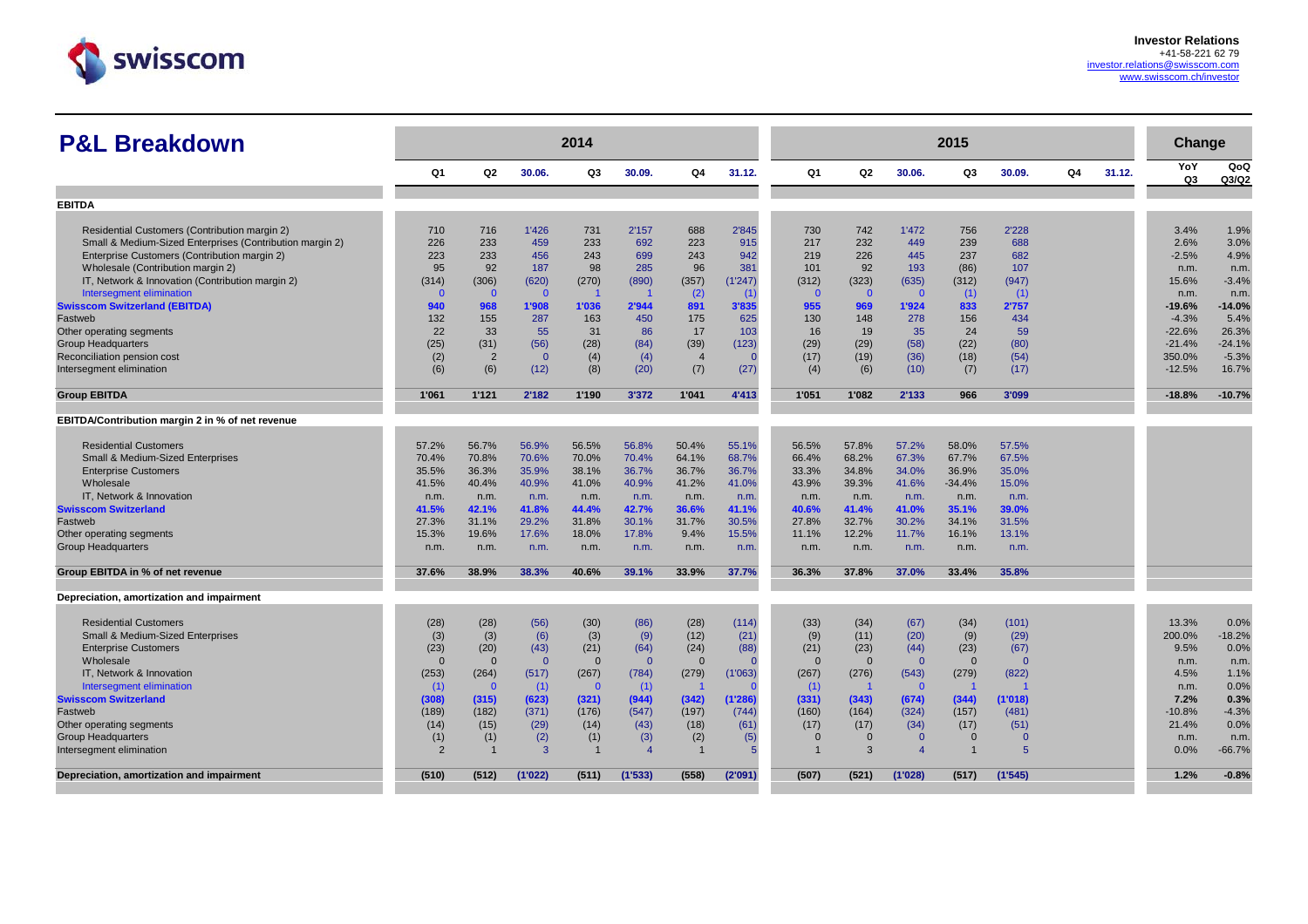**Investor Relations**
+41-58-221 62 79
investor.relations@swisscom.com
www.swisscom.ch/investor

# P&L Breakdown

| | 2014 | | | | | | | 2015 | | | | | | | Change | |
|---|---|---|---|---|---|---|---|---|---|---|---|---|---|---|---|---|
| | Q1 | Q2 | 30.06. | Q3 | 30.09. | Q4 | 31.12. | Q1 | Q2 | 30.06. | Q3 | 30.09. | Q4 | 31.12. | YoY Q3 | QoQ Q3/Q2 |
| **EBITDA** | | | | | | | | | | | | | | | | |
| Residential Customers (Contribution margin 2) | 710 | 716 | 1'426 | 731 | 2'157 | 688 | 2'845 | 730 | 742 | 1'472 | 756 | 2'228 | | | 3.4% | 1.9% |
| Small & Medium-Sized Enterprises (Contribution margin 2) | 226 | 233 | 459 | 233 | 692 | 223 | 915 | 217 | 232 | 449 | 239 | 688 | | | 2.6% | 3.0% |
| Enterprise Customers (Contribution margin 2) | 223 | 233 | 456 | 243 | 699 | 243 | 942 | 219 | 226 | 445 | 237 | 682 | | | -2.5% | 4.9% |
| Wholesale (Contribution margin 2) | 95 | 92 | 187 | 98 | 285 | 96 | 381 | 101 | 92 | 193 | (86) | 107 | | | n.m. | n.m. |
| IT, Network & Innovation (Contribution margin 2) | (314) | (306) | (620) | (270) | (890) | (357) | (1'247) | (312) | (323) | (635) | (312) | (947) | | | 15.6% | -3.4% |
| Intersegment elimination | 0 | 0 | 0 | 1 | 1 | (2) | (1) | 0 | 0 | 0 | (1) | (1) | | | n.m. | n.m. |
| **Swisscom Switzerland (EBITDA)** | **940** | **968** | **1'908** | **1'036** | **2'944** | **891** | **3'835** | **955** | **969** | **1'924** | **833** | **2'757** | | | **-19.6%** | **-14.0%** |
| Fastweb | 132 | 155 | 287 | 163 | 450 | 175 | 625 | 130 | 148 | 278 | 156 | 434 | | | -4.3% | 5.4% |
| Other operating segments | 22 | 33 | 55 | 31 | 86 | 17 | 103 | 16 | 19 | 35 | 24 | 59 | | | -22.6% | 26.3% |
| Group Headquarters | (25) | (31) | (56) | (28) | (84) | (39) | (123) | (29) | (29) | (58) | (22) | (80) | | | -21.4% | -24.1% |
| Reconciliation pension cost | (2) | 2 | 0 | (4) | (4) | 4 | 0 | (17) | (19) | (36) | (18) | (54) | | | 350.0% | -5.3% |
| Intersegment elimination | (6) | (6) | (12) | (8) | (20) | (7) | (27) | (4) | (6) | (10) | (7) | (17) | | | -12.5% | 16.7% |
| **Group EBITDA** | **1'061** | **1'121** | **2'182** | **1'190** | **3'372** | **1'041** | **4'413** | **1'051** | **1'082** | **2'133** | **966** | **3'099** | | | **-18.8%** | **-10.7%** |
| **EBITDA/Contribution margin 2 in % of net revenue** | | | | | | | | | | | | | | | | |
| Residential Customers | 57.2% | 56.7% | 56.9% | 56.5% | 56.8% | 50.4% | 55.1% | 56.5% | 57.8% | 57.2% | 58.0% | 57.5% | | | | |
| Small & Medium-Sized Enterprises | 70.4% | 70.8% | 70.6% | 70.0% | 70.4% | 64.1% | 68.7% | 66.4% | 68.2% | 67.3% | 67.7% | 67.5% | | | | |
| Enterprise Customers | 35.5% | 36.3% | 35.9% | 38.1% | 36.7% | 36.7% | 36.7% | 33.3% | 34.8% | 34.0% | 36.9% | 35.0% | | | | |
| Wholesale | 41.5% | 40.4% | 40.9% | 41.0% | 40.9% | 41.2% | 41.0% | 43.9% | 39.3% | 41.6% | -34.4% | 15.0% | | | | |
| IT, Network & Innovation | n.m. | n.m. | n.m. | n.m. | n.m. | n.m. | n.m. | n.m. | n.m. | n.m. | n.m. | n.m. | | | | |
| **Swisscom Switzerland** | **41.5%** | **42.1%** | **41.8%** | **44.4%** | **42.7%** | **36.6%** | **41.1%** | **40.6%** | **41.4%** | **41.0%** | **35.1%** | **39.0%** | | | | |
| Fastweb | 27.3% | 31.1% | 29.2% | 31.8% | 30.1% | 31.7% | 30.5% | 27.8% | 32.7% | 30.2% | 34.1% | 31.5% | | | | |
| Other operating segments | 15.3% | 19.6% | 17.6% | 18.0% | 17.8% | 9.4% | 15.5% | 11.1% | 12.2% | 11.7% | 16.1% | 13.1% | | | | |
| Group Headquarters | n.m. | n.m. | n.m. | n.m. | n.m. | n.m. | n.m. | n.m. | n.m. | n.m. | n.m. | n.m. | | | | |
| **Group EBITDA in % of net revenue** | **37.6%** | **38.9%** | **38.3%** | **40.6%** | **39.1%** | **33.9%** | **37.7%** | **36.3%** | **37.8%** | **37.0%** | **33.4%** | **35.8%** | | | | |
| **Depreciation, amortization and impairment** | | | | | | | | | | | | | | | | |
| Residential Customers | (28) | (28) | (56) | (30) | (86) | (28) | (114) | (33) | (34) | (67) | (34) | (101) | | | 13.3% | 0.0% |
| Small & Medium-Sized Enterprises | (3) | (3) | (6) | (3) | (9) | (12) | (21) | (9) | (11) | (20) | (9) | (29) | | | 200.0% | -18.2% |
| Enterprise Customers | (23) | (20) | (43) | (21) | (64) | (24) | (88) | (21) | (23) | (44) | (23) | (67) | | | 9.5% | 0.0% |
| Wholesale | 0 | 0 | 0 | 0 | 0 | 0 | 0 | 0 | 0 | 0 | 0 | 0 | | | n.m. | n.m. |
| IT, Network & Innovation | (253) | (264) | (517) | (267) | (784) | (279) | (1'063) | (267) | (276) | (543) | (279) | (822) | | | 4.5% | 1.1% |
| Intersegment elimination | (1) | 0 | (1) | 0 | (1) | 1 | 0 | (1) | 1 | 0 | 1 | 1 | | | n.m. | 0.0% |
| **Swisscom Switzerland** | **(308)** | **(315)** | **(623)** | **(321)** | **(944)** | **(342)** | **(1'286)** | **(331)** | **(343)** | **(674)** | **(344)** | **(1'018)** | | | **7.2%** | **0.3%** |
| Fastweb | (189) | (182) | (371) | (176) | (547) | (197) | (744) | (160) | (164) | (324) | (157) | (481) | | | -10.8% | -4.3% |
| Other operating segments | (14) | (15) | (29) | (14) | (43) | (18) | (61) | (17) | (17) | (34) | (17) | (51) | | | 21.4% | 0.0% |
| Group Headquarters | (1) | (1) | (2) | (1) | (3) | (2) | (5) | 0 | 0 | 0 | 0 | 0 | | | n.m. | n.m. |
| Intersegment elimination | 2 | 1 | 3 | 1 | 4 | 1 | 5 | 1 | 3 | 4 | 1 | 5 | | | 0.0% | -66.7% |
| **Depreciation, amortization and impairment** | **(510)** | **(512)** | **(1'022)** | **(511)** | **(1'533)** | **(558)** | **(2'091)** | **(507)** | **(521)** | **(1'028)** | **(517)** | **(1'545)** | | | **1.2%** | **-0.8%** |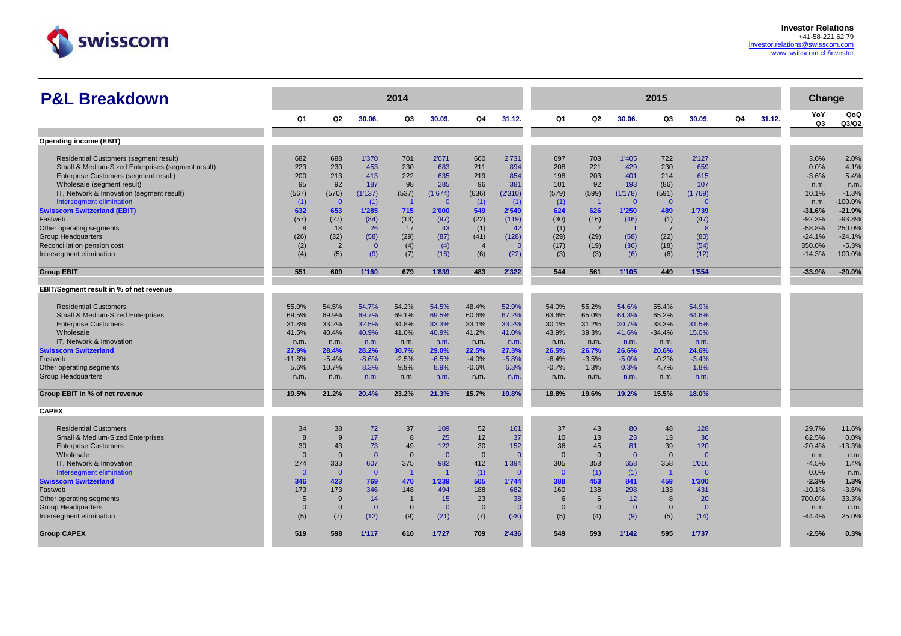**Investor Relations**
+41-58-221 62 79
investor.relations@swisscom.com
www.swisscom.ch/investor

# P&L Breakdown

| | 2014 | | | | | | | 2015 | | | | | | | Change | |
|---|---|---|---|---|---|---|---|---|---|---|---|---|---|---|---|---|
| | Q1 | Q2 | 30.06. | Q3 | 30.09. | Q4 | 31.12. | Q1 | Q2 | 30.06. | Q3 | 30.09. | Q4 | 31.12. | YoY Q3 | QoQ Q3/Q2 |
| **Operating income (EBIT)** | | | | | | | | | | | | | | | | |
| Residential Customers (segment result) | 682 | 688 | 1'370 | 701 | 2'071 | 660 | 2'731 | 697 | 708 | 1'405 | 722 | 2'127 | | | 3.0% | 2.0% |
| Small & Medium-Sized Enterprises (segment result) | 223 | 230 | 453 | 230 | 683 | 211 | 894 | 208 | 221 | 429 | 230 | 659 | | | 0.0% | 4.1% |
| Enterprise Customers (segment result) | 200 | 213 | 413 | 222 | 635 | 219 | 854 | 198 | 203 | 401 | 214 | 615 | | | -3.6% | 5.4% |
| Wholesale (segment result) | 95 | 92 | 187 | 98 | 285 | 96 | 381 | 101 | 92 | 193 | (86) | 107 | | | n.m. | n.m. |
| IT, Network & Innovation (segment result) | (567) | (570) | (1'137) | (537) | (1'674) | (636) | (2'310) | (579) | (599) | (1'178) | (591) | (1'769) | | | 10.1% | -1.3% |
| Intersegment elimination | (1) | 0 | (1) | 1 | 0 | (1) | (1) | (1) | 1 | 0 | 0 | 0 | | | n.m. | -100.0% |
| **Swisscom Switzerland (EBIT)** | **632** | **653** | **1'285** | **715** | **2'000** | **549** | **2'549** | **624** | **626** | **1'250** | **489** | **1'739** | | | **-31.6%** | **-21.9%** |
| Fastweb | (57) | (27) | (84) | (13) | (97) | (22) | (119) | (30) | (16) | (46) | (1) | (47) | | | -92.3% | -93.8% |
| Other operating segments | 8 | 18 | 26 | 17 | 43 | (1) | 42 | (1) | 2 | 1 | 7 | 8 | | | -58.8% | 250.0% |
| Group Headquarters | (26) | (32) | (58) | (29) | (87) | (41) | (128) | (29) | (29) | (58) | (22) | (80) | | | -24.1% | -24.1% |
| Reconciliation pension cost | (2) | 2 | 0 | (4) | (4) | 4 | 0 | (17) | (19) | (36) | (18) | (54) | | | 350.0% | -5.3% |
| Intersegment elimination | (4) | (5) | (9) | (7) | (16) | (6) | (22) | (3) | (3) | (6) | (6) | (12) | | | -14.3% | 100.0% |
| **Group EBIT** | **551** | **609** | **1'160** | **679** | **1'839** | **483** | **2'322** | **544** | **561** | **1'105** | **449** | **1'554** | | | **-33.9%** | **-20.0%** |
| **EBIT/Segment result in % of net revenue** | | | | | | | | | | | | | | | | |
| Residential Customers | 55.0% | 54.5% | 54.7% | 54.2% | 54.5% | 48.4% | 52.9% | 54.0% | 55.2% | 54.6% | 55.4% | 54.9% | | | | |
| Small & Medium-Sized Enterprises | 69.5% | 69.9% | 69.7% | 69.1% | 69.5% | 60.6% | 67.2% | 63.6% | 65.0% | 64.3% | 65.2% | 64.6% | | | | |
| Enterprise Customers | 31.8% | 33.2% | 32.5% | 34.8% | 33.3% | 33.1% | 33.2% | 30.1% | 31.2% | 30.7% | 33.3% | 31.5% | | | | |
| Wholesale | 41.5% | 40.4% | 40.9% | 41.0% | 40.9% | 41.2% | 41.0% | 43.9% | 39.3% | 41.6% | -34.4% | 15.0% | | | | |
| IT, Network & Innovation | n.m. | n.m. | n.m. | n.m. | n.m. | n.m. | n.m. | n.m. | n.m. | n.m. | n.m. | n.m. | | | | |
| **Swisscom Switzerland** | **27.9%** | **28.4%** | **28.2%** | **30.7%** | **29.0%** | **22.5%** | **27.3%** | **26.5%** | **26.7%** | **26.6%** | **20.6%** | **24.6%** | | | | |
| Fastweb | -11.8% | -5.4% | -8.6% | -2.5% | -6.5% | -4.0% | -5.8% | -6.4% | -3.5% | -5.0% | -0.2% | -3.4% | | | | |
| Other operating segments | 5.6% | 10.7% | 8.3% | 9.9% | 8.9% | -0.6% | 6.3% | -0.7% | 1.3% | 0.3% | 4.7% | 1.8% | | | | |
| Group Headquarters | n.m. | n.m. | n.m. | n.m. | n.m. | n.m. | n.m. | n.m. | n.m. | n.m. | n.m. | n.m. | | | | |
| **Group EBIT in % of net revenue** | **19.5%** | **21.2%** | **20.4%** | **23.2%** | **21.3%** | **15.7%** | **19.8%** | **18.8%** | **19.6%** | **19.2%** | **15.5%** | **18.0%** | | | | |
| **CAPEX** | | | | | | | | | | | | | | | | |
| Residential Customers | 34 | 38 | 72 | 37 | 109 | 52 | 161 | 37 | 43 | 80 | 48 | 128 | | | 29.7% | 11.6% |
| Small & Medium-Sized Enterprises | 8 | 9 | 17 | 8 | 25 | 12 | 37 | 10 | 13 | 23 | 13 | 36 | | | 62.5% | 0.0% |
| Enterprise Customers | 30 | 43 | 73 | 49 | 122 | 30 | 152 | 36 | 45 | 81 | 39 | 120 | | | -20.4% | -13.3% |
| Wholesale | 0 | 0 | 0 | 0 | 0 | 0 | 0 | 0 | 0 | 0 | 0 | 0 | | | n.m. | n.m. |
| IT, Network & Innovation | 274 | 333 | 607 | 375 | 982 | 412 | 1'394 | 305 | 353 | 658 | 358 | 1'016 | | | -4.5% | 1.4% |
| Intersegment elimination | 0 | 0 | 0 | 1 | 1 | (1) | 0 | 0 | (1) | (1) | 1 | 0 | | | 0.0% | n.m. |
| **Swisscom Switzerland** | **346** | **423** | **769** | **470** | **1'239** | **505** | **1'744** | **388** | **453** | **841** | **459** | **1'300** | | | **-2.3%** | **1.3%** |
| Fastweb | 173 | 173 | 346 | 148 | 494 | 188 | 682 | 160 | 138 | 298 | 133 | 431 | | | -10.1% | -3.6% |
| Other operating segments | 5 | 9 | 14 | 1 | 15 | 23 | 38 | 6 | 6 | 12 | 8 | 20 | | | 700.0% | 33.3% |
| Group Headquarters | 0 | 0 | 0 | 0 | 0 | 0 | 0 | 0 | 0 | 0 | 0 | 0 | | | n.m. | n.m. |
| Intersegment elimination | (5) | (7) | (12) | (9) | (21) | (7) | (28) | (5) | (4) | (9) | (5) | (14) | | | -44.4% | 25.0% |
| **Group CAPEX** | **519** | **598** | **1'117** | **610** | **1'727** | **709** | **2'436** | **549** | **593** | **1'142** | **595** | **1'737** | | | **-2.5%** | **0.3%** |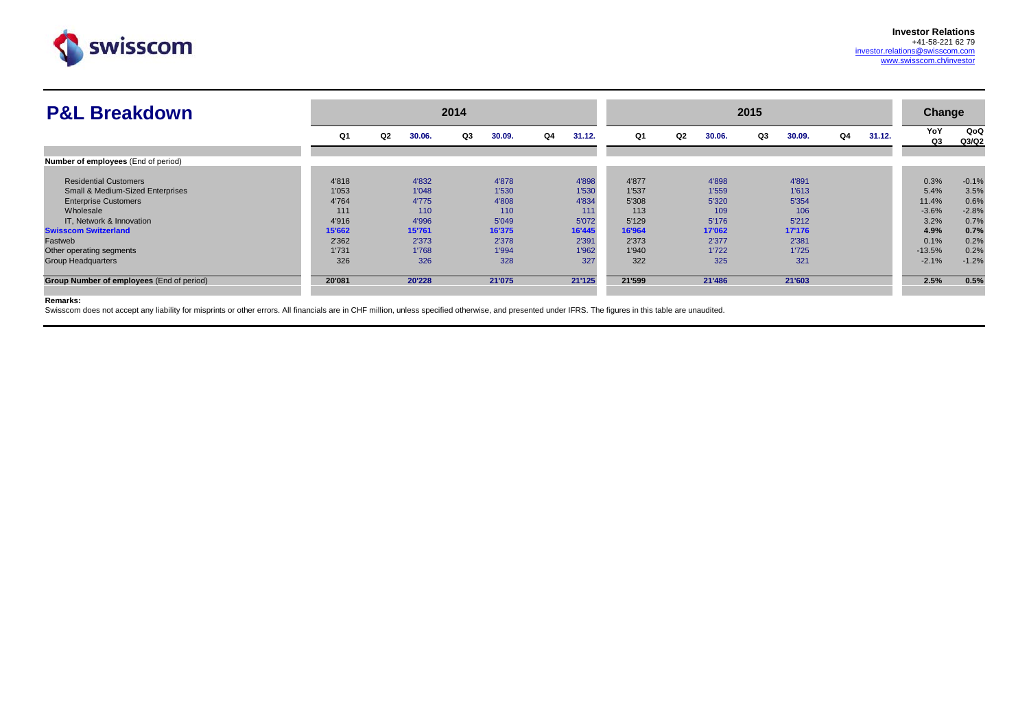**Investor Relations**
+41-58-221 62 79
investor.relations@swisscom.com
www.swisscom.ch/investor

# P&L Breakdown

| | 2014 | | | | | | | 2015 | | | | | | | Change | |
|---|---|---|---|---|---|---|---|---|---|---|---|---|---|---|---|---|
| | Q1 | Q2 | 30.06. | Q3 | 30.09. | Q4 | 31.12. | Q1 | Q2 | 30.06. | Q3 | 30.09. | Q4 | 31.12. | YoY Q3 | QoQ Q3/Q2 |
| **Number of employees** (End of period) | | | | | | | | | | | | | | | | |
| Residential Customers | 4'818 | | 4'832 | | 4'878 | | 4'898 | 4'877 | | 4'898 | | 4'891 | | | 0.3% | -0.1% |
| Small & Medium-Sized Enterprises | 1'053 | | 1'048 | | 1'530 | | 1'530 | 1'537 | | 1'559 | | 1'613 | | | 5.4% | 3.5% |
| Enterprise Customers | 4'764 | | 4'775 | | 4'808 | | 4'834 | 5'308 | | 5'320 | | 5'354 | | | 11.4% | 0.6% |
| Wholesale | 111 | | 110 | | 110 | | 111 | 113 | | 109 | | 106 | | | -3.6% | -2.8% |
| IT, Network & Innovation | 4'916 | | 4'996 | | 5'049 | | 5'072 | 5'129 | | 5'176 | | 5'212 | | | 3.2% | 0.7% |
| **Swisscom Switzerland** | **15'662** | | **15'761** | | **16'375** | | **16'445** | **16'964** | | **17'062** | | **17'176** | | | **4.9%** | **0.7%** |
| Fastweb | 2'362 | | 2'373 | | 2'378 | | 2'391 | 2'373 | | 2'377 | | 2'381 | | | 0.1% | 0.2% |
| Other operating segments | 1'731 | | 1'768 | | 1'994 | | 1'962 | 1'940 | | 1'722 | | 1'725 | | | -13.5% | 0.2% |
| Group Headquarters | 326 | | 326 | | 328 | | 327 | 322 | | 325 | | 321 | | | -2.1% | -1.2% |
| **Group Number of employees** (End of period) | **20'081** | | **20'228** | | **21'075** | | **21'125** | **21'599** | | **21'486** | | **21'603** | | | **2.5%** | **0.5%** |

**Remarks:**
Swisscom does not accept any liability for misprints or other errors. All financials are in CHF million, unless specified otherwise, and presented under IFRS. The figures in this table are unaudited.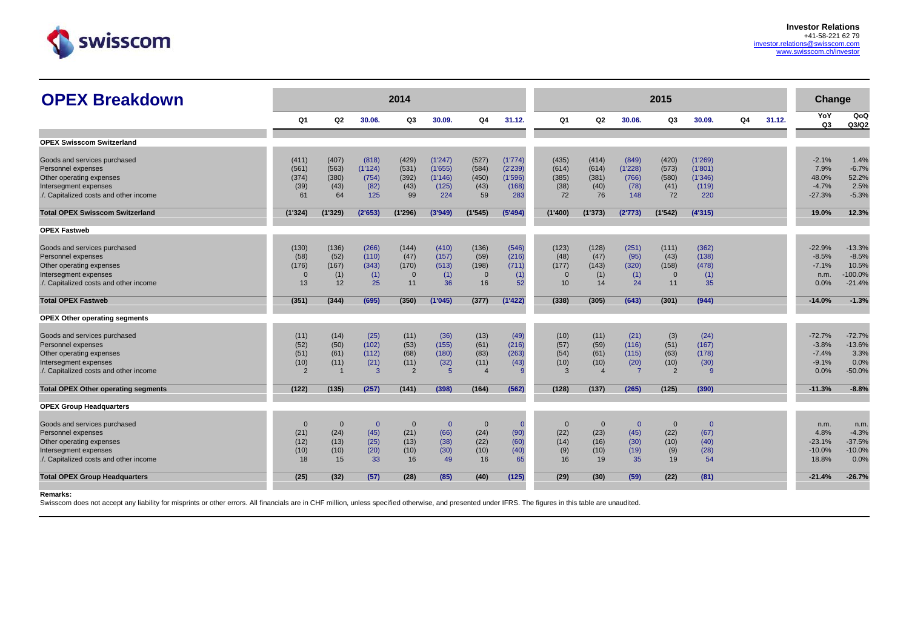## OPEX Breakdown

| | 2014 | | | | | | | 2015 | | | | | | | Change | |
|---|---|---|---|---|---|---|---|---|---|---|---|---|---|---|---|---|
| | Q1 | Q2 | 30.06. | Q3 | 30.09. | Q4 | 31.12. | Q1 | Q2 | 30.06. | Q3 | 30.09. | Q4 | 31.12. | YoY Q3 | QoQ Q3/Q2 |
| **OPEX Swisscom Switzerland** | | | | | | | | | | | | | | | | |
| Goods and services purchased | (411) | (407) | (818) | (429) | (1'247) | (527) | (1'774) | (435) | (414) | (849) | (420) | (1'269) | | | -2.1% | 1.4% |
| Personnel expenses | (561) | (563) | (1'124) | (531) | (1'655) | (584) | (2'239) | (614) | (614) | (1'228) | (573) | (1'801) | | | 7.9% | -6.7% |
| Other operating expenses | (374) | (380) | (754) | (392) | (1'146) | (450) | (1'596) | (385) | (381) | (766) | (580) | (1'346) | | | 48.0% | 52.2% |
| Intersegment expenses | (39) | (43) | (82) | (43) | (125) | (43) | (168) | (38) | (40) | (78) | (41) | (119) | | | -4.7% | 2.5% |
| ./. Capitalized costs and other income | 61 | 64 | 125 | 99 | 224 | 59 | 283 | 72 | 76 | 148 | 72 | 220 | | | -27.3% | -5.3% |
| **Total OPEX Swisscom Switzerland** | **(1'324)** | **(1'329)** | **(2'653)** | **(1'296)** | **(3'949)** | **(1'545)** | **(5'494)** | **(1'400)** | **(1'373)** | **(2'773)** | **(1'542)** | **(4'315)** | | | **19.0%** | **12.3%** |
| **OPEX Fastweb** | | | | | | | | | | | | | | | | |
| Goods and services purchased | (130) | (136) | (266) | (144) | (410) | (136) | (546) | (123) | (128) | (251) | (111) | (362) | | | -22.9% | -13.3% |
| Personnel expenses | (58) | (52) | (110) | (47) | (157) | (59) | (216) | (48) | (47) | (95) | (43) | (138) | | | -8.5% | -8.5% |
| Other operating expenses | (176) | (167) | (343) | (170) | (513) | (198) | (711) | (177) | (143) | (320) | (158) | (478) | | | -7.1% | 10.5% |
| Intersegment expenses | 0 | (1) | (1) | 0 | (1) | 0 | (1) | 0 | (1) | (1) | 0 | (1) | | | n.m. | -100.0% |
| ./. Capitalized costs and other income | 13 | 12 | 25 | 11 | 36 | 16 | 52 | 10 | 14 | 24 | 11 | 35 | | | 0.0% | -21.4% |
| **Total OPEX Fastweb** | **(351)** | **(344)** | **(695)** | **(350)** | **(1'045)** | **(377)** | **(1'422)** | **(338)** | **(305)** | **(643)** | **(301)** | **(944)** | | | **-14.0%** | **-1.3%** |
| **OPEX Other operating segments** | | | | | | | | | | | | | | | | |
| Goods and services purchased | (11) | (14) | (25) | (11) | (36) | (13) | (49) | (10) | (11) | (21) | (3) | (24) | | | -72.7% | -72.7% |
| Personnel expenses | (52) | (50) | (102) | (53) | (155) | (61) | (216) | (57) | (59) | (116) | (51) | (167) | | | -3.8% | -13.6% |
| Other operating expenses | (51) | (61) | (112) | (68) | (180) | (83) | (263) | (54) | (61) | (115) | (63) | (178) | | | -7.4% | 3.3% |
| Intersegment expenses | (10) | (11) | (21) | (11) | (32) | (11) | (43) | (10) | (10) | (20) | (10) | (30) | | | -9.1% | 0.0% |
| ./. Capitalized costs and other income | 2 | 1 | 3 | 2 | 5 | 4 | 9 | 3 | 4 | 7 | 2 | 9 | | | 0.0% | -50.0% |
| **Total OPEX Other operating segments** | **(122)** | **(135)** | **(257)** | **(141)** | **(398)** | **(164)** | **(562)** | **(128)** | **(137)** | **(265)** | **(125)** | **(390)** | | | **-11.3%** | **-8.8%** |
| **OPEX Group Headquarters** | | | | | | | | | | | | | | | | |
| Goods and services purchased | 0 | 0 | 0 | 0 | 0 | 0 | 0 | 0 | 0 | 0 | 0 | 0 | | | n.m. | n.m. |
| Personnel expenses | (21) | (24) | (45) | (21) | (66) | (24) | (90) | (22) | (23) | (45) | (22) | (67) | | | 4.8% | -4.3% |
| Other operating expenses | (12) | (13) | (25) | (13) | (38) | (22) | (60) | (14) | (16) | (30) | (10) | (40) | | | -23.1% | -37.5% |
| Intersegment expenses | (10) | (10) | (20) | (10) | (30) | (10) | (40) | (9) | (10) | (19) | (9) | (28) | | | -10.0% | -10.0% |
| ./. Capitalized costs and other income | 18 | 15 | 33 | 16 | 49 | 16 | 65 | 16 | 19 | 35 | 19 | 54 | | | 18.8% | 0.0% |
| **Total OPEX Group Headquarters** | **(25)** | **(32)** | **(57)** | **(28)** | **(85)** | **(40)** | **(125)** | **(29)** | **(30)** | **(59)** | **(22)** | **(81)** | | | **-21.4%** | **-26.7%** |

**Remarks:**
Swisscom does not accept any liability for misprints or other errors. All financials are in CHF million, unless specified otherwise, and presented under IFRS. The figures in this table are unaudited.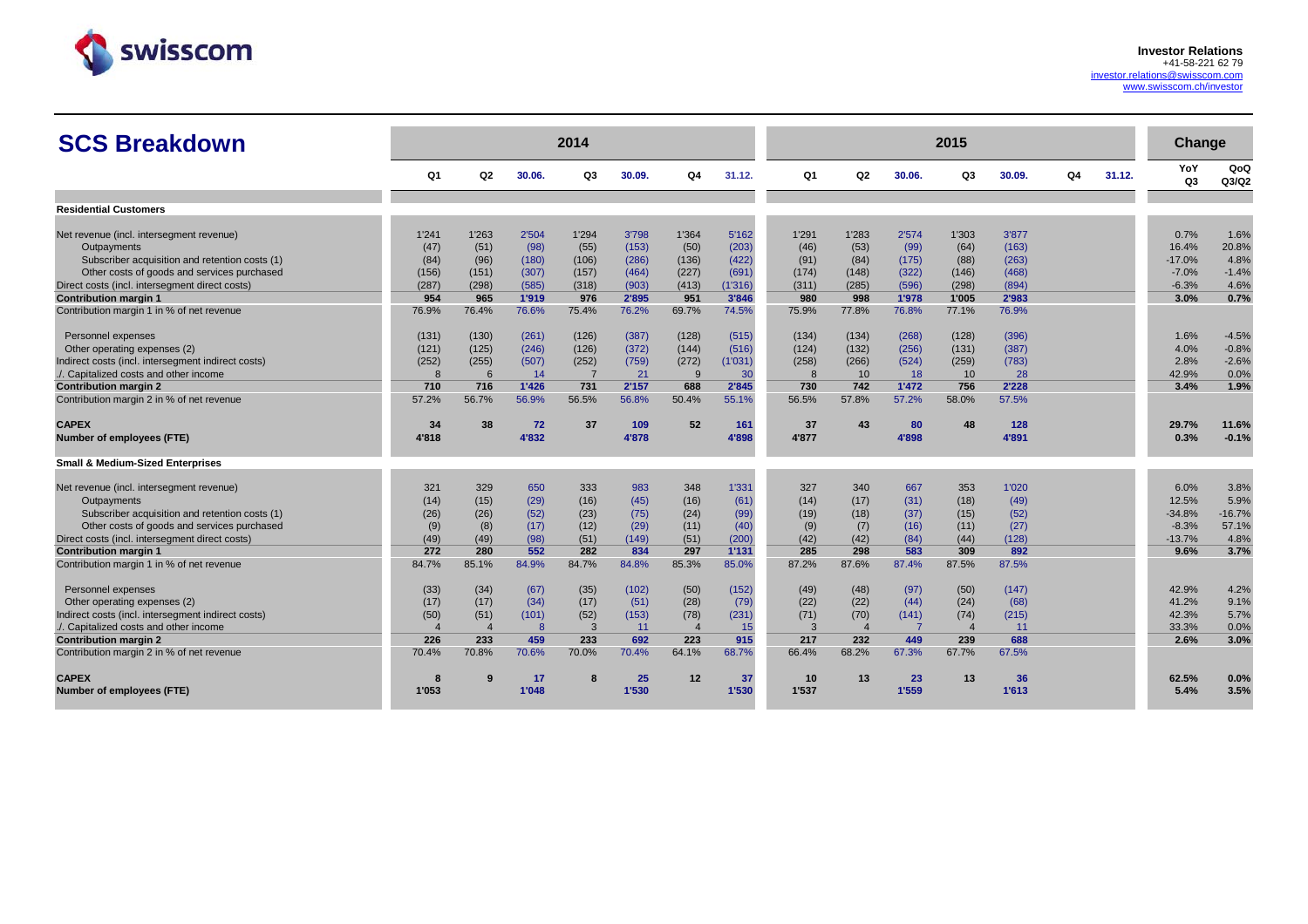# SCS Breakdown

| | 2014 | | | | | | | 2015 | | | | | | | Change | |
|---|---|---|---|---|---|---|---|---|---|---|---|---|---|---|---|---|
| | Q1 | Q2 | 30.06. | Q3 | 30.09. | Q4 | 31.12. | Q1 | Q2 | 30.06. | Q3 | 30.09. | Q4 | 31.12. | YoY Q3 | QoQ Q3/Q2 |
| **Residential Customers** | | | | | | | | | | | | | | | | |
| Net revenue (incl. intersegment revenue) | 1'241 | 1'263 | 2'504 | 1'294 | 3'798 | 1'364 | 5'162 | 1'291 | 1'283 | 2'574 | 1'303 | 3'877 | | | 0.7% | 1.6% |
| Outpayments | (47) | (51) | (98) | (55) | (153) | (50) | (203) | (46) | (53) | (99) | (64) | (163) | | | 16.4% | 20.8% |
| Subscriber acquisition and retention costs (1) | (84) | (96) | (180) | (106) | (286) | (136) | (422) | (91) | (84) | (175) | (88) | (263) | | | -17.0% | 4.8% |
| Other costs of goods and services purchased | (156) | (151) | (307) | (157) | (464) | (227) | (691) | (174) | (148) | (322) | (146) | (468) | | | -7.0% | -1.4% |
| Direct costs (incl. intersegment direct costs) | (287) | (298) | (585) | (318) | (903) | (413) | (1'316) | (311) | (285) | (596) | (298) | (894) | | | -6.3% | 4.6% |
| **Contribution margin 1** | **954** | **965** | **1'919** | **976** | **2'895** | **951** | **3'846** | **980** | **998** | **1'978** | **1'005** | **2'983** | | | **3.0%** | **0.7%** |
| Contribution margin 1 in % of net revenue | 76.9% | 76.4% | 76.6% | 75.4% | 76.2% | 69.7% | 74.5% | 75.9% | 77.8% | 76.8% | 77.1% | 76.9% | | | | |
| Personnel expenses | (131) | (130) | (261) | (126) | (387) | (128) | (515) | (134) | (134) | (268) | (128) | (396) | | | 1.6% | -4.5% |
| Other operating expenses (2) | (121) | (125) | (246) | (126) | (372) | (144) | (516) | (124) | (132) | (256) | (131) | (387) | | | 4.0% | -0.8% |
| Indirect costs (incl. intersegment indirect costs) | (252) | (255) | (507) | (252) | (759) | (272) | (1'031) | (258) | (266) | (524) | (259) | (783) | | | 2.8% | -2.6% |
| ./. Capitalized costs and other income | 8 | 6 | 14 | 7 | 21 | 9 | 30 | 8 | 10 | 18 | 10 | 28 | | | 42.9% | 0.0% |
| **Contribution margin 2** | **710** | **716** | **1'426** | **731** | **2'157** | **688** | **2'845** | **730** | **742** | **1'472** | **756** | **2'228** | | | **3.4%** | **1.9%** |
| Contribution margin 2 in % of net revenue | 57.2% | 56.7% | 56.9% | 56.5% | 56.8% | 50.4% | 55.1% | 56.5% | 57.8% | 57.2% | 58.0% | 57.5% | | | | |
| **CAPEX** | **34** | **38** | **72** | **37** | **109** | **52** | **161** | **37** | **43** | **80** | **48** | **128** | | | **29.7%** | **11.6%** |
| **Number of employees (FTE)** | **4'818** | | **4'832** | | **4'878** | | **4'898** | **4'877** | | **4'898** | | **4'891** | | | **0.3%** | **-0.1%** |
| **Small & Medium-Sized Enterprises** | | | | | | | | | | | | | | | | |
| Net revenue (incl. intersegment revenue) | 321 | 329 | 650 | 333 | 983 | 348 | 1'331 | 327 | 340 | 667 | 353 | 1'020 | | | 6.0% | 3.8% |
| Outpayments | (14) | (15) | (29) | (16) | (45) | (16) | (61) | (14) | (17) | (31) | (18) | (49) | | | 12.5% | 5.9% |
| Subscriber acquisition and retention costs (1) | (26) | (26) | (52) | (23) | (75) | (24) | (99) | (19) | (18) | (37) | (15) | (52) | | | -34.8% | -16.7% |
| Other costs of goods and services purchased | (9) | (8) | (17) | (12) | (29) | (11) | (40) | (9) | (7) | (16) | (11) | (27) | | | -8.3% | 57.1% |
| Direct costs (incl. intersegment direct costs) | (49) | (49) | (98) | (51) | (149) | (51) | (200) | (42) | (42) | (84) | (44) | (128) | | | -13.7% | 4.8% |
| **Contribution margin 1** | **272** | **280** | **552** | **282** | **834** | **297** | **1'131** | **285** | **298** | **583** | **309** | **892** | | | **9.6%** | **3.7%** |
| Contribution margin 1 in % of net revenue | 84.7% | 85.1% | 84.9% | 84.7% | 84.8% | 85.3% | 85.0% | 87.2% | 87.6% | 87.4% | 87.5% | 87.5% | | | | |
| Personnel expenses | (33) | (34) | (67) | (35) | (102) | (50) | (152) | (49) | (48) | (97) | (50) | (147) | | | 42.9% | 4.2% |
| Other operating expenses (2) | (17) | (17) | (34) | (17) | (51) | (28) | (79) | (22) | (22) | (44) | (24) | (68) | | | 41.2% | 9.1% |
| Indirect costs (incl. intersegment indirect costs) | (50) | (51) | (101) | (52) | (153) | (78) | (231) | (71) | (70) | (141) | (74) | (215) | | | 42.3% | 5.7% |
| ./. Capitalized costs and other income | 4 | 4 | 8 | 3 | 11 | 4 | 15 | 3 | 4 | 7 | 4 | 11 | | | 33.3% | 0.0% |
| **Contribution margin 2** | **226** | **233** | **459** | **233** | **692** | **223** | **915** | **217** | **232** | **449** | **239** | **688** | | | **2.6%** | **3.0%** |
| Contribution margin 2 in % of net revenue | 70.4% | 70.8% | 70.6% | 70.0% | 70.4% | 64.1% | 68.7% | 66.4% | 68.2% | 67.3% | 67.7% | 67.5% | | | | |
| **CAPEX** | **8** | **9** | **17** | **8** | **25** | **12** | **37** | **10** | **13** | **23** | **13** | **36** | | | **62.5%** | **0.0%** |
| **Number of employees (FTE)** | **1'053** | | **1'048** | | **1'530** | | **1'530** | **1'537** | | **1'559** | | **1'613** | | | **5.4%** | **3.5%** |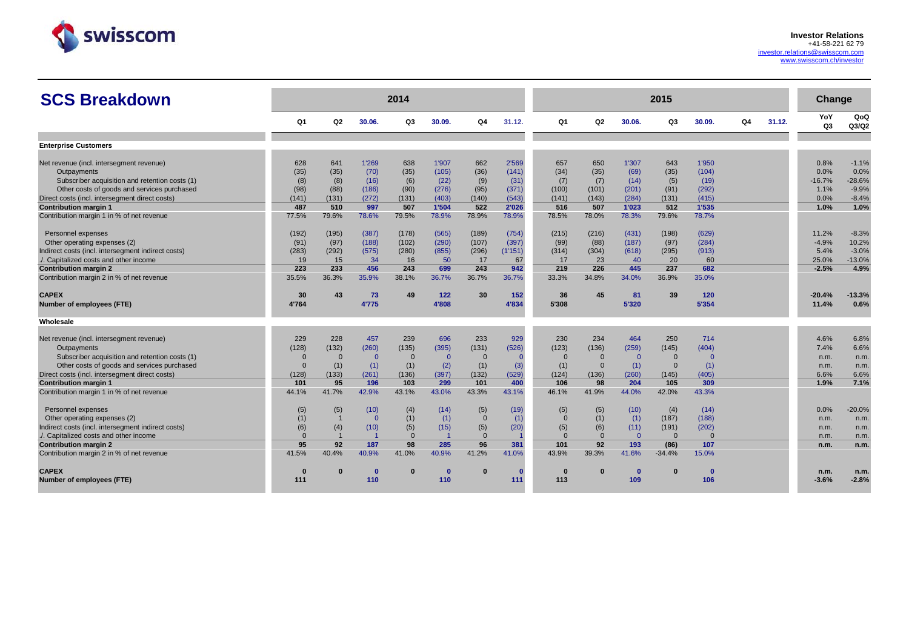**Investor Relations**
+41-58-221 62 79
investor.relations@swisscom.com
www.swisscom.ch/investor

# SCS Breakdown

| | 2014 | | | | | | | 2015 | | | | | | | Change | |
|---|---|---|---|---|---|---|---|---|---|---|---|---|---|---|---|---|
| | Q1 | Q2 | 30.06. | Q3 | 30.09. | Q4 | 31.12. | Q1 | Q2 | 30.06. | Q3 | 30.09. | Q4 | 31.12. | YoY Q3 | QoQ Q3/Q2 |
| **Enterprise Customers** | | | | | | | | | | | | | | | | |
| Net revenue (incl. intersegment revenue) | 628 | 641 | 1'269 | 638 | 1'907 | 662 | 2'569 | 657 | 650 | 1'307 | 643 | 1'950 | | | 0.8% | -1.1% |
| Outpayments | (35) | (35) | (70) | (35) | (105) | (36) | (141) | (34) | (35) | (69) | (35) | (104) | | | 0.0% | 0.0% |
| Subscriber acquisition and retention costs (1) | (8) | (8) | (16) | (6) | (22) | (9) | (31) | (7) | (7) | (14) | (5) | (19) | | | -16.7% | -28.6% |
| Other costs of goods and services purchased | (98) | (88) | (186) | (90) | (276) | (95) | (371) | (100) | (101) | (201) | (91) | (292) | | | 1.1% | -9.9% |
| Direct costs (incl. intersegment direct costs) | (141) | (131) | (272) | (131) | (403) | (140) | (543) | (141) | (143) | (284) | (131) | (415) | | | 0.0% | -8.4% |
| **Contribution margin 1** | **487** | **510** | **997** | **507** | **1'504** | **522** | **2'026** | **516** | **507** | **1'023** | **512** | **1'535** | | | **1.0%** | **1.0%** |
| Contribution margin 1 in % of net revenue | 77.5% | 79.6% | 78.6% | 79.5% | 78.9% | 78.9% | 78.9% | 78.5% | 78.0% | 78.3% | 79.6% | 78.7% | | | | |
| Personnel expenses | (192) | (195) | (387) | (178) | (565) | (189) | (754) | (215) | (216) | (431) | (198) | (629) | | | 11.2% | -8.3% |
| Other operating expenses (2) | (91) | (97) | (188) | (102) | (290) | (107) | (397) | (99) | (88) | (187) | (97) | (284) | | | -4.9% | 10.2% |
| Indirect costs (incl. intersegment indirect costs) | (283) | (292) | (575) | (280) | (855) | (296) | (1'151) | (314) | (304) | (618) | (295) | (913) | | | 5.4% | -3.0% |
| ./. Capitalized costs and other income | 19 | 15 | 34 | 16 | 50 | 17 | 67 | 17 | 23 | 40 | 20 | 60 | | | 25.0% | -13.0% |
| **Contribution margin 2** | **223** | **233** | **456** | **243** | **699** | **243** | **942** | **219** | **226** | **445** | **237** | **682** | | | **-2.5%** | **4.9%** |
| Contribution margin 2 in % of net revenue | 35.5% | 36.3% | 35.9% | 38.1% | 36.7% | 36.7% | 36.7% | 33.3% | 34.8% | 34.0% | 36.9% | 35.0% | | | | |
| **CAPEX** | **30** | **43** | **73** | **49** | **122** | **30** | **152** | **36** | **45** | **81** | **39** | **120** | | | **-20.4%** | **-13.3%** |
| **Number of employees (FTE)** | **4'764** | | **4'775** | | **4'808** | | **4'834** | **5'308** | | **5'320** | | **5'354** | | | **11.4%** | **0.6%** |
| **Wholesale** | | | | | | | | | | | | | | | | |
| Net revenue (incl. intersegment revenue) | 229 | 228 | 457 | 239 | 696 | 233 | 929 | 230 | 234 | 464 | 250 | 714 | | | 4.6% | 6.8% |
| Outpayments | (128) | (132) | (260) | (135) | (395) | (131) | (526) | (123) | (136) | (259) | (145) | (404) | | | 7.4% | 6.6% |
| Subscriber acquisition and retention costs (1) | 0 | 0 | 0 | 0 | 0 | 0 | 0 | 0 | 0 | 0 | 0 | 0 | | | n.m. | n.m. |
| Other costs of goods and services purchased | 0 | (1) | (1) | (1) | (2) | (1) | (3) | (1) | 0 | (1) | 0 | (1) | | | n.m. | n.m. |
| Direct costs (incl. intersegment direct costs) | (128) | (133) | (261) | (136) | (397) | (132) | (529) | (124) | (136) | (260) | (145) | (405) | | | 6.6% | 6.6% |
| **Contribution margin 1** | **101** | **95** | **196** | **103** | **299** | **101** | **400** | **106** | **98** | **204** | **105** | **309** | | | **1.9%** | **7.1%** |
| Contribution margin 1 in % of net revenue | 44.1% | 41.7% | 42.9% | 43.1% | 43.0% | 43.3% | 43.1% | 46.1% | 41.9% | 44.0% | 42.0% | 43.3% | | | | |
| Personnel expenses | (5) | (5) | (10) | (4) | (14) | (5) | (19) | (5) | (5) | (10) | (4) | (14) | | | 0.0% | -20.0% |
| Other operating expenses (2) | (1) | 1 | 0 | (1) | (1) | 0 | (1) | 0 | (1) | (1) | (187) | (188) | | | n.m. | n.m. |
| Indirect costs (incl. intersegment indirect costs) | (6) | (4) | (10) | (5) | (15) | (5) | (20) | (5) | (6) | (11) | (191) | (202) | | | n.m. | n.m. |
| ./. Capitalized costs and other income | 0 | 1 | 1 | 0 | 1 | 0 | 1 | 0 | 0 | 0 | 0 | 0 | | | n.m. | n.m. |
| **Contribution margin 2** | **95** | **92** | **187** | **98** | **285** | **96** | **381** | **101** | **92** | **193** | **(86)** | **107** | | | **n.m.** | **n.m.** |
| Contribution margin 2 in % of net revenue | 41.5% | 40.4% | 40.9% | 41.0% | 40.9% | 41.2% | 41.0% | 43.9% | 39.3% | 41.6% | -34.4% | 15.0% | | | | |
| **CAPEX** | **0** | **0** | **0** | **0** | **0** | **0** | **0** | **0** | **0** | **0** | **0** | **0** | | | **n.m.** | **n.m.** |
| **Number of employees (FTE)** | **111** | | **110** | | **110** | | **111** | **113** | | **109** | | **106** | | | **-3.6%** | **-2.8%** |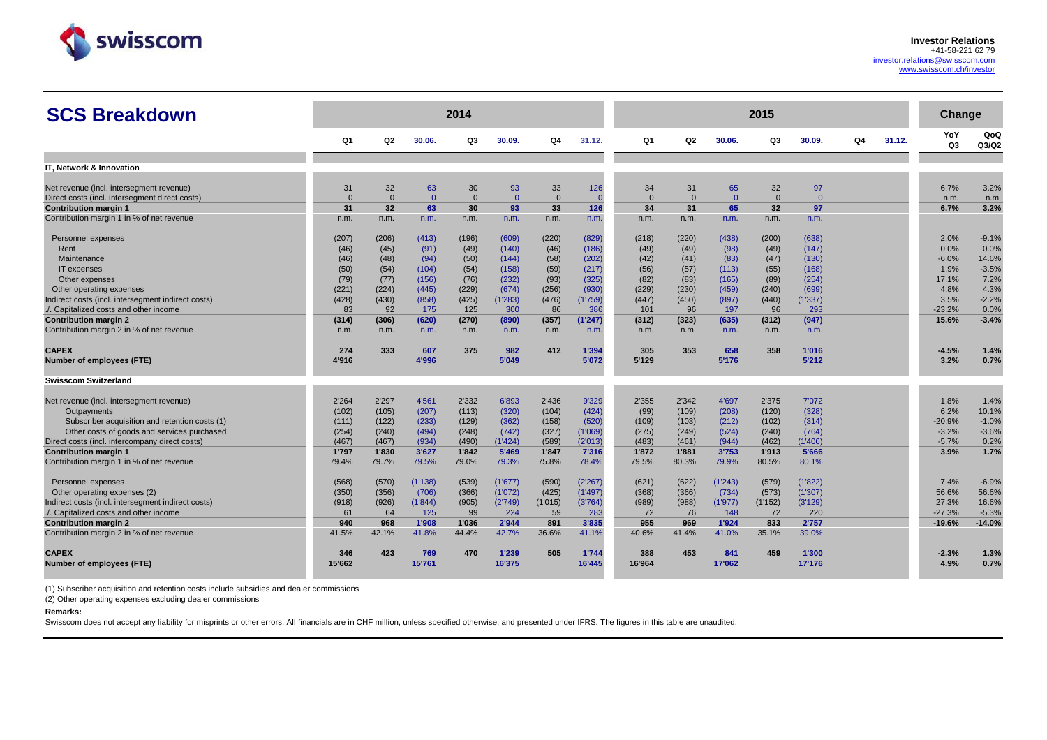**Investor Relations**
+41-58-221 62 79
investor.relations@swisscom.com
www.swisscom.ch/investor

# SCS Breakdown

| | 2014 | | | | | | | 2015 | | | | | | | Change | |
|---|---|---|---|---|---|---|---|---|---|---|---|---|---|---|---|---|
| | Q1 | Q2 | 30.06. | Q3 | 30.09. | Q4 | 31.12. | Q1 | Q2 | 30.06. | Q3 | 30.09. | Q4 | 31.12. | YoY Q3 | QoQ Q3/Q2 |
| **IT, Network & Innovation** | | | | | | | | | | | | | | | | |
| Net revenue (incl. intersegment revenue) | 31 | 32 | 63 | 30 | 93 | 33 | 126 | 34 | 31 | 65 | 32 | 97 | | | 6.7% | 3.2% |
| Direct costs (incl. intersegment direct costs) | 0 | 0 | 0 | 0 | 0 | 0 | 0 | 0 | 0 | 0 | 0 | 0 | | | n.m. | n.m. |
| **Contribution margin 1** | **31** | **32** | **63** | **30** | **93** | **33** | **126** | **34** | **31** | **65** | **32** | **97** | | | **6.7%** | **3.2%** |
| Contribution margin 1 in % of net revenue | n.m. | n.m. | n.m. | n.m. | n.m. | n.m. | n.m. | n.m. | n.m. | n.m. | n.m. | n.m. | | | | |
| Personnel expenses | (207) | (206) | (413) | (196) | (609) | (220) | (829) | (218) | (220) | (438) | (200) | (638) | | | 2.0% | -9.1% |
| Rent | (46) | (45) | (91) | (49) | (140) | (46) | (186) | (49) | (49) | (98) | (49) | (147) | | | 0.0% | 0.0% |
| Maintenance | (46) | (48) | (94) | (50) | (144) | (58) | (202) | (42) | (41) | (83) | (47) | (130) | | | -6.0% | 14.6% |
| IT expenses | (50) | (54) | (104) | (54) | (158) | (59) | (217) | (56) | (57) | (113) | (55) | (168) | | | 1.9% | -3.5% |
| Other expenses | (79) | (77) | (156) | (76) | (232) | (93) | (325) | (82) | (83) | (165) | (89) | (254) | | | 17.1% | 7.2% |
| Other operating expenses | (221) | (224) | (445) | (229) | (674) | (256) | (930) | (229) | (230) | (459) | (240) | (699) | | | 4.8% | 4.3% |
| Indirect costs (incl. intersegment indirect costs) | (428) | (430) | (858) | (425) | (1'283) | (476) | (1'759) | (447) | (450) | (897) | (440) | (1'337) | | | 3.5% | -2.2% |
| ./. Capitalized costs and other income | 83 | 92 | 175 | 125 | 300 | 86 | 386 | 101 | 96 | 197 | 96 | 293 | | | -23.2% | 0.0% |
| **Contribution margin 2** | **(314)** | **(306)** | **(620)** | **(270)** | **(890)** | **(357)** | **(1'247)** | **(312)** | **(323)** | **(635)** | **(312)** | **(947)** | | | **15.6%** | **-3.4%** |
| Contribution margin 2 in % of net revenue | n.m. | n.m. | n.m. | n.m. | n.m. | n.m. | n.m. | n.m. | n.m. | n.m. | n.m. | n.m. | | | | |
| **CAPEX** | **274** | **333** | **607** | **375** | **982** | **412** | **1'394** | **305** | **353** | **658** | **358** | **1'016** | | | **-4.5%** | **1.4%** |
| **Number of employees (FTE)** | **4'916** | | **4'996** | | **5'049** | | **5'072** | **5'129** | | **5'176** | | **5'212** | | | **3.2%** | **0.7%** |
| **Swisscom Switzerland** | | | | | | | | | | | | | | | | |
| Net revenue (incl. intersegment revenue) | 2'264 | 2'297 | 4'561 | 2'332 | 6'893 | 2'436 | 9'329 | 2'355 | 2'342 | 4'697 | 2'375 | 7'072 | | | 1.8% | 1.4% |
| Outpayments | (102) | (105) | (207) | (113) | (320) | (104) | (424) | (99) | (109) | (208) | (120) | (328) | | | 6.2% | 10.1% |
| Subscriber acquisition and retention costs (1) | (111) | (122) | (233) | (129) | (362) | (158) | (520) | (109) | (103) | (212) | (102) | (314) | | | -20.9% | -1.0% |
| Other costs of goods and services purchased | (254) | (240) | (494) | (248) | (742) | (327) | (1'069) | (275) | (249) | (524) | (240) | (764) | | | -3.2% | -3.6% |
| Direct costs (incl. intercompany direct costs) | (467) | (467) | (934) | (490) | (1'424) | (589) | (2'013) | (483) | (461) | (944) | (462) | (1'406) | | | -5.7% | 0.2% |
| **Contribution margin 1** | **1'797** | **1'830** | **3'627** | **1'842** | **5'469** | **1'847** | **7'316** | **1'872** | **1'881** | **3'753** | **1'913** | **5'666** | | | **3.9%** | **1.7%** |
| Contribution margin 1 in % of net revenue | 79.4% | 79.7% | 79.5% | 79.0% | 79.3% | 75.8% | 78.4% | 79.5% | 80.3% | 79.9% | 80.5% | 80.1% | | | | |
| Personnel expenses | (568) | (570) | (1'138) | (539) | (1'677) | (590) | (2'267) | (621) | (622) | (1'243) | (579) | (1'822) | | | 7.4% | -6.9% |
| Other operating expenses (2) | (350) | (356) | (706) | (366) | (1'072) | (425) | (1'497) | (368) | (366) | (734) | (573) | (1'307) | | | 56.6% | 56.6% |
| Indirect costs (incl. intersegment indirect costs) | (918) | (926) | (1'844) | (905) | (2'749) | (1'015) | (3'764) | (989) | (988) | (1'977) | (1'152) | (3'129) | | | 27.3% | 16.6% |
| ./. Capitalized costs and other income | 61 | 64 | 125 | 99 | 224 | 59 | 283 | 72 | 76 | 148 | 72 | 220 | | | -27.3% | -5.3% |
| **Contribution margin 2** | **940** | **968** | **1'908** | **1'036** | **2'944** | **891** | **3'835** | **955** | **969** | **1'924** | **833** | **2'757** | | | **-19.6%** | **-14.0%** |
| Contribution margin 2 in % of net revenue | 41.5% | 42.1% | 41.8% | 44.4% | 42.7% | 36.6% | 41.1% | 40.6% | 41.4% | 41.0% | 35.1% | 39.0% | | | | |
| **CAPEX** | **346** | **423** | **769** | **470** | **1'239** | **505** | **1'744** | **388** | **453** | **841** | **459** | **1'300** | | | **-2.3%** | **1.3%** |
| **Number of employees (FTE)** | **15'662** | | **15'761** | | **16'375** | | **16'445** | **16'964** | | **17'062** | | **17'176** | | | **4.9%** | **0.7%** |

(1) Subscriber acquisition and retention costs include subsidies and dealer commissions
(2) Other operating expenses excluding dealer commissions

**Remarks:**
Swisscom does not accept any liability for misprints or other errors. All financials are in CHF million, unless specified otherwise, and presented under IFRS. The figures in this table are unaudited.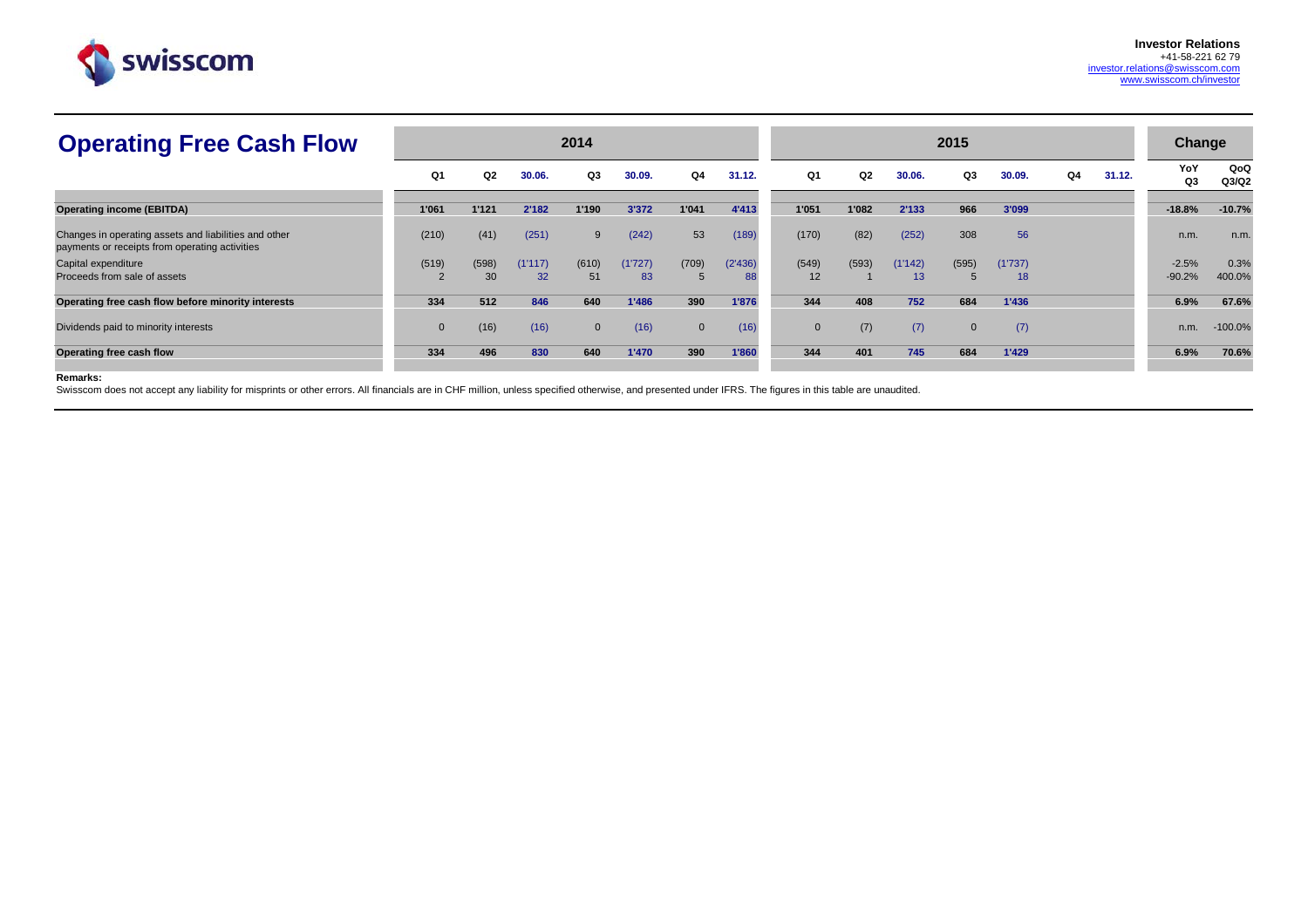**Investor Relations**
+41-58-221 62 79
investor.relations@swisscom.com
www.swisscom.ch/investor

# Operating Free Cash Flow

| | 2014 | | | | | | | 2015 | | | | | | | Change | |
|---|---|---|---|---|---|---|---|---|---|---|---|---|---|---|---|---|
| | Q1 | Q2 | 30.06. | Q3 | 30.09. | Q4 | 31.12. | Q1 | Q2 | 30.06. | Q3 | 30.09. | Q4 | 31.12. | YoY Q3 | QoQ Q3/Q2 |
| **Operating income (EBITDA)** | **1'061** | **1'121** | **2'182** | **1'190** | **3'372** | **1'041** | **4'413** | **1'051** | **1'082** | **2'133** | **966** | **3'099** | | | **-18.8%** | **-10.7%** |
| Changes in operating assets and liabilities and other payments or receipts from operating activities | (210) | (41) | (251) | 9 | (242) | 53 | (189) | (170) | (82) | (252) | 308 | 56 | | | n.m. | n.m. |
| Capital expenditure | (519) | (598) | (1'117) | (610) | (1'727) | (709) | (2'436) | (549) | (593) | (1'142) | (595) | (1'737) | | | -2.5% | 0.3% |
| Proceeds from sale of assets | 2 | 30 | 32 | 51 | 83 | 5 | 88 | 12 | 1 | 13 | 5 | 18 | | | -90.2% | 400.0% |
| **Operating free cash flow before minority interests** | **334** | **512** | **846** | **640** | **1'486** | **390** | **1'876** | **344** | **408** | **752** | **684** | **1'436** | | | **6.9%** | **67.6%** |
| Dividends paid to minority interests | 0 | (16) | (16) | 0 | (16) | 0 | (16) | 0 | (7) | (7) | 0 | (7) | | | n.m. | -100.0% |
| **Operating free cash flow** | **334** | **496** | **830** | **640** | **1'470** | **390** | **1'860** | **344** | **401** | **745** | **684** | **1'429** | | | **6.9%** | **70.6%** |

**Remarks:**
Swisscom does not accept any liability for misprints or other errors. All financials are in CHF million, unless specified otherwise, and presented under IFRS. The figures in this table are unaudited.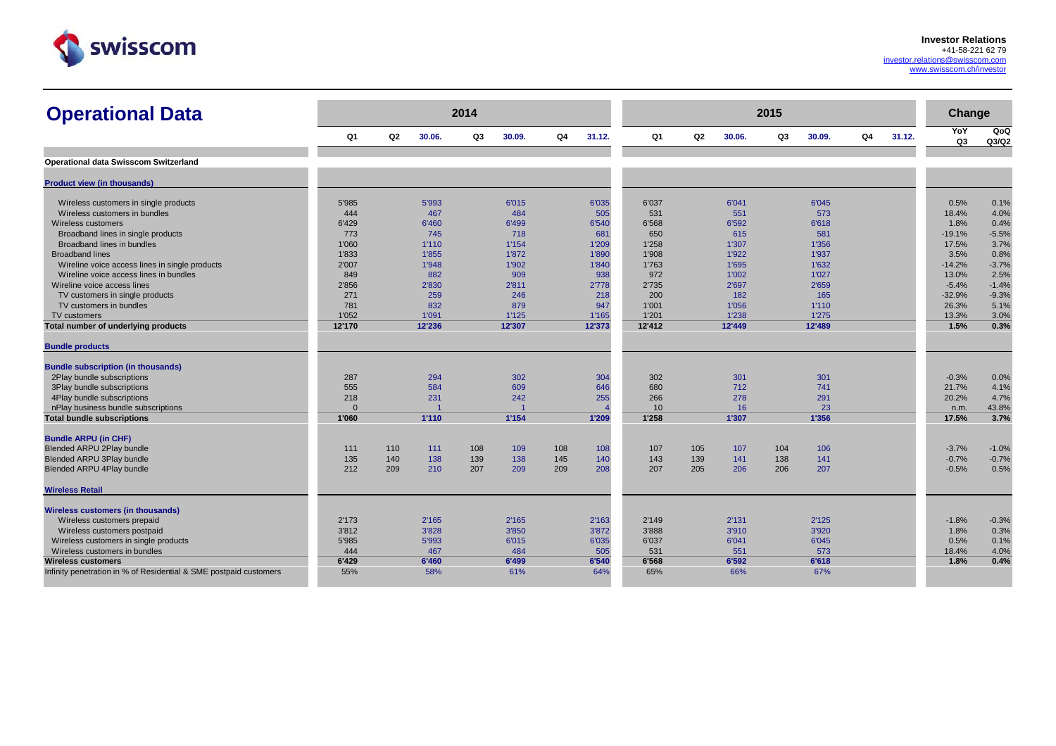# Operational Data

| | 2014 | | | | | | | 2015 | | | | | | | Change | |
|---|---|---|---|---|---|---|---|---|---|---|---|---|---|---|---|---|
| | Q1 | Q2 | 30.06. | Q3 | 30.09. | Q4 | 31.12. | Q1 | Q2 | 30.06. | Q3 | 30.09. | Q4 | 31.12. | YoY Q3 | QoQ Q3/Q2 |
| **Operational data Swisscom Switzerland** | | | | | | | | | | | | | | | | |
| **Product view (in thousands)** | | | | | | | | | | | | | | | | |
| Wireless customers in single products | 5'985 | | 5'993 | | 6'015 | | 6'035 | 6'037 | | 6'041 | | 6'045 | | | 0.5% | 0.1% |
| Wireless customers in bundles | 444 | | 467 | | 484 | | 505 | 531 | | 551 | | 573 | | | 18.4% | 4.0% |
| Wireless customers | 6'429 | | 6'460 | | 6'499 | | 6'540 | 6'568 | | 6'592 | | 6'618 | | | 1.8% | 0.4% |
| Broadband lines in single products | 773 | | 745 | | 718 | | 681 | 650 | | 615 | | 581 | | | -19.1% | -5.5% |
| Broadband lines in bundles | 1'060 | | 1'110 | | 1'154 | | 1'209 | 1'258 | | 1'307 | | 1'356 | | | 17.5% | 3.7% |
| Broadband lines | 1'833 | | 1'855 | | 1'872 | | 1'890 | 1'908 | | 1'922 | | 1'937 | | | 3.5% | 0.8% |
| Wireline voice access lines in single products | 2'007 | | 1'948 | | 1'902 | | 1'840 | 1'763 | | 1'695 | | 1'632 | | | -14.2% | -3.7% |
| Wireline voice access lines in bundles | 849 | | 882 | | 909 | | 938 | 972 | | 1'002 | | 1'027 | | | 13.0% | 2.5% |
| Wireline voice access lines | 2'856 | | 2'830 | | 2'811 | | 2'778 | 2'735 | | 2'697 | | 2'659 | | | -5.4% | -1.4% |
| TV customers in single products | 271 | | 259 | | 246 | | 218 | 200 | | 182 | | 165 | | | -32.9% | -9.3% |
| TV customers in bundles | 781 | | 832 | | 879 | | 947 | 1'001 | | 1'056 | | 1'110 | | | 26.3% | 5.1% |
| TV customers | 1'052 | | 1'091 | | 1'125 | | 1'165 | 1'201 | | 1'238 | | 1'275 | | | 13.3% | 3.0% |
| **Total number of underlying products** | **12'170** | | **12'236** | | **12'307** | | **12'373** | **12'412** | | **12'449** | | **12'489** | | | **1.5%** | **0.3%** |
| **Bundle products** | | | | | | | | | | | | | | | | |
| **Bundle subscription (in thousands)** | | | | | | | | | | | | | | | | |
| 2Play bundle subscriptions | 287 | | 294 | | 302 | | 304 | 302 | | 301 | | 301 | | | -0.3% | 0.0% |
| 3Play bundle subscriptions | 555 | | 584 | | 609 | | 646 | 680 | | 712 | | 741 | | | 21.7% | 4.1% |
| 4Play bundle subscriptions | 218 | | 231 | | 242 | | 255 | 266 | | 278 | | 291 | | | 20.2% | 4.7% |
| nPlay business bundle subscriptions | 0 | | 1 | | 1 | | 4 | 10 | | 16 | | 23 | | | n.m. | 43.8% |
| **Total bundle subscriptions** | **1'060** | | **1'110** | | **1'154** | | **1'209** | **1'258** | | **1'307** | | **1'356** | | | **17.5%** | **3.7%** |
| **Bundle ARPU (in CHF)** | | | | | | | | | | | | | | | | |
| Blended ARPU 2Play bundle | 111 | 110 | 111 | 108 | 109 | 108 | 108 | 107 | 105 | 107 | 104 | 106 | | | -3.7% | -1.0% |
| Blended ARPU 3Play bundle | 135 | 140 | 138 | 139 | 138 | 145 | 140 | 143 | 139 | 141 | 138 | 141 | | | -0.7% | -0.7% |
| Blended ARPU 4Play bundle | 212 | 209 | 210 | 207 | 209 | 209 | 208 | 207 | 205 | 206 | 206 | 207 | | | -0.5% | 0.5% |
| **Wireless Retail** | | | | | | | | | | | | | | | | |
| **Wireless customers (in thousands)** | | | | | | | | | | | | | | | | |
| Wireless customers prepaid | 2'173 | | 2'165 | | 2'165 | | 2'163 | 2'149 | | 2'131 | | 2'125 | | | -1.8% | -0.3% |
| Wireless customers postpaid | 3'812 | | 3'828 | | 3'850 | | 3'872 | 3'888 | | 3'910 | | 3'920 | | | 1.8% | 0.3% |
| Wireless customers in single products | 5'985 | | 5'993 | | 6'015 | | 6'035 | 6'037 | | 6'041 | | 6'045 | | | 0.5% | 0.1% |
| Wireless customers in bundles | 444 | | 467 | | 484 | | 505 | 531 | | 551 | | 573 | | | 18.4% | 4.0% |
| **Wireless customers** | **6'429** | | **6'460** | | **6'499** | | **6'540** | **6'568** | | **6'592** | | **6'618** | | | **1.8%** | **0.4%** |
| Infinity penetration in % of Residential & SME postpaid customers | 55% | | 58% | | 61% | | 64% | 65% | | 66% | | 67% | | | | |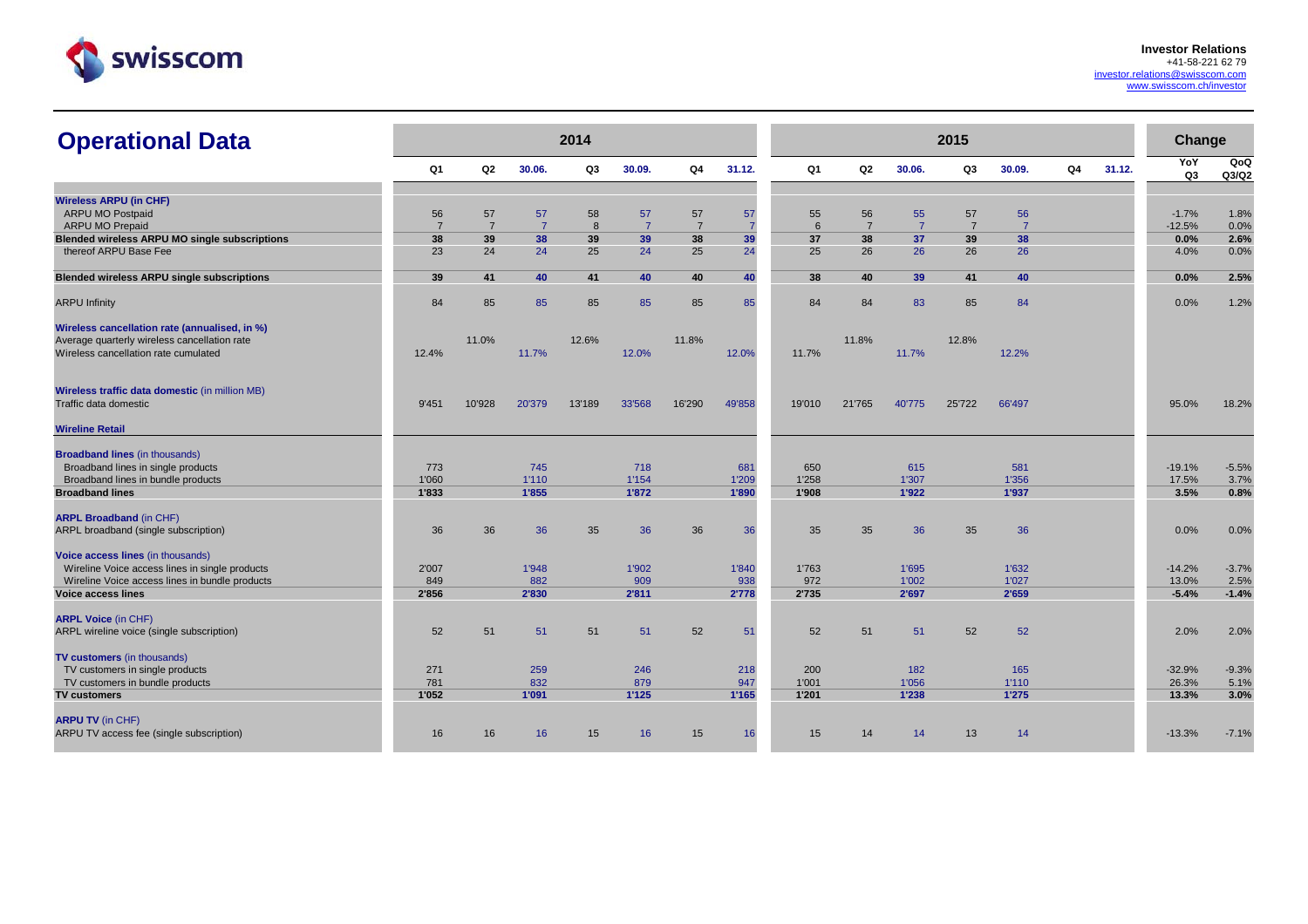# Operational Data

| | 2014 | | | | | | | 2015 | | | | | | | Change | |
|---|---|---|---|---|---|---|---|---|---|---|---|---|---|---|---|---|
| | Q1 | Q2 | 30.06. | Q3 | 30.09. | Q4 | 31.12. | Q1 | Q2 | 30.06. | Q3 | 30.09. | Q4 | 31.12. | YoY Q3 | QoQ Q3/Q2 |
| **Wireless ARPU (in CHF)** | | | | | | | | | | | | | | | | |
| ARPU MO Postpaid | 56 | 57 | 57 | 58 | 57 | 57 | 57 | 55 | 56 | 55 | 57 | 56 | | | -1.7% | 1.8% |
| ARPU MO Prepaid | 7 | 7 | 7 | 8 | 7 | 7 | 7 | 6 | 7 | 7 | 7 | 7 | | | -12.5% | 0.0% |
| **Blended wireless ARPU MO single subscriptions** | **38** | **39** | **38** | **39** | **39** | **38** | **39** | **37** | **38** | **37** | **39** | **38** | | | **0.0%** | **2.6%** |
| thereof ARPU Base Fee | 23 | 24 | 24 | 25 | 24 | 25 | 24 | 25 | 26 | 26 | 26 | 26 | | | 4.0% | 0.0% |
| **Blended wireless ARPU single subscriptions** | **39** | **41** | **40** | **41** | **40** | **40** | **40** | **38** | **40** | **39** | **41** | **40** | | | **0.0%** | **2.5%** |
| ARPU Infinity | 84 | 85 | 85 | 85 | 85 | 85 | 85 | 84 | 84 | 83 | 85 | 84 | | | 0.0% | 1.2% |
| **Wireless cancellation rate (annualised, in %)** | | | | | | | | | | | | | | | | |
| Average quarterly wireless cancellation rate | | 11.0% | | 12.6% | | 11.8% | | | 11.8% | | 12.8% | | | | | |
| Wireless cancellation rate cumulated | 12.4% | | 11.7% | | 12.0% | | 12.0% | 11.7% | | 11.7% | | 12.2% | | | | |
| **Wireless traffic data domestic** (in million MB) | | | | | | | | | | | | | | | | |
| Traffic data domestic | 9'451 | 10'928 | 20'379 | 13'189 | 33'568 | 16'290 | 49'858 | 19'010 | 21'765 | 40'775 | 25'722 | 66'497 | | | 95.0% | 18.2% |
| **Wireline Retail** | | | | | | | | | | | | | | | | |
| **Broadband lines** (in thousands) | | | | | | | | | | | | | | | | |
| Broadband lines in single products | 773 | | 745 | | 718 | | 681 | 650 | | 615 | | 581 | | | -19.1% | -5.5% |
| Broadband lines in bundle products | 1'060 | | 1'110 | | 1'154 | | 1'209 | 1'258 | | 1'307 | | 1'356 | | | 17.5% | 3.7% |
| **Broadband lines** | **1'833** | | **1'855** | | **1'872** | | **1'890** | **1'908** | | **1'922** | | **1'937** | | | **3.5%** | **0.8%** |
| **ARPL Broadband** (in CHF) | | | | | | | | | | | | | | | | |
| ARPL broadband (single subscription) | 36 | 36 | 36 | 35 | 36 | 36 | 36 | 35 | 35 | 36 | 35 | 36 | | | 0.0% | 0.0% |
| **Voice access lines** (in thousands) | | | | | | | | | | | | | | | | |
| Wireline Voice access lines in single products | 2'007 | | 1'948 | | 1'902 | | 1'840 | 1'763 | | 1'695 | | 1'632 | | | -14.2% | -3.7% |
| Wireline Voice access lines in bundle products | 849 | | 882 | | 909 | | 938 | 972 | | 1'002 | | 1'027 | | | 13.0% | 2.5% |
| **Voice access lines** | **2'856** | | **2'830** | | **2'811** | | **2'778** | **2'735** | | **2'697** | | **2'659** | | | **-5.4%** | **-1.4%** |
| **ARPL Voice** (in CHF) | | | | | | | | | | | | | | | | |
| ARPL wireline voice (single subscription) | 52 | 51 | 51 | 51 | 51 | 52 | 51 | 52 | 51 | 51 | 52 | 52 | | | 2.0% | 2.0% |
| **TV customers** (in thousands) | | | | | | | | | | | | | | | | |
| TV customers in single products | 271 | | 259 | | 246 | | 218 | 200 | | 182 | | 165 | | | -32.9% | -9.3% |
| TV customers in bundle products | 781 | | 832 | | 879 | | 947 | 1'001 | | 1'056 | | 1'110 | | | 26.3% | 5.1% |
| **TV customers** | **1'052** | | **1'091** | | **1'125** | | **1'165** | **1'201** | | **1'238** | | **1'275** | | | **13.3%** | **3.0%** |
| **ARPU TV** (in CHF) | | | | | | | | | | | | | | | | |
| ARPU TV access fee (single subscription) | 16 | 16 | 16 | 15 | 16 | 15 | 16 | 15 | 14 | 14 | 13 | 14 | | | -13.3% | -7.1% |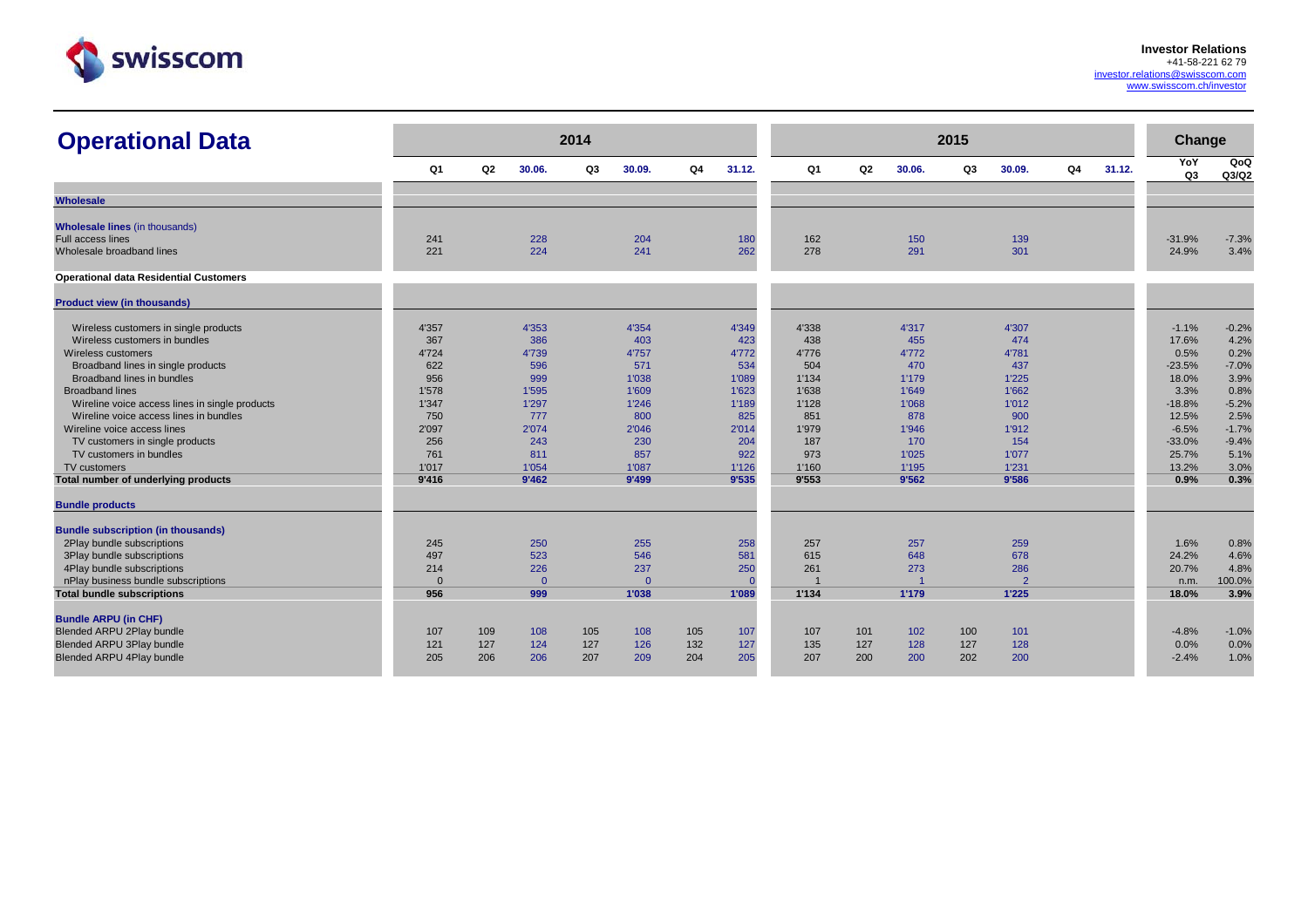# Operational Data

| | 2014 | | | | | | | 2015 | | | | | | | Change | |
|---|---|---|---|---|---|---|---|---|---|---|---|---|---|---|---|---|
| | Q1 | Q2 | 30.06. | Q3 | 30.09. | Q4 | 31.12. | Q1 | Q2 | 30.06. | Q3 | 30.09. | Q4 | 31.12. | YoY Q3 | QoQ Q3/Q2 |
| **Wholesale** | | | | | | | | | | | | | | | | |
| **Wholesale lines** (in thousands) | | | | | | | | | | | | | | | | |
| Full access lines | 241 | | 228 | | 204 | | 180 | 162 | | 150 | | 139 | | | -31.9% | -7.3% |
| Wholesale broadband lines | 221 | | 224 | | 241 | | 262 | 278 | | 291 | | 301 | | | 24.9% | 3.4% |
| **Operational data Residential Customers** | | | | | | | | | | | | | | | | |
| **Product view (in thousands)** | | | | | | | | | | | | | | | | |
| Wireless customers in single products | 4'357 | | 4'353 | | 4'354 | | 4'349 | 4'338 | | 4'317 | | 4'307 | | | -1.1% | -0.2% |
| Wireless customers in bundles | 367 | | 386 | | 403 | | 423 | 438 | | 455 | | 474 | | | 17.6% | 4.2% |
| Wireless customers | 4'724 | | 4'739 | | 4'757 | | 4'772 | 4'776 | | 4'772 | | 4'781 | | | 0.5% | 0.2% |
| Broadband lines in single products | 622 | | 596 | | 571 | | 534 | 504 | | 470 | | 437 | | | -23.5% | -7.0% |
| Broadband lines in bundles | 956 | | 999 | | 1'038 | | 1'089 | 1'134 | | 1'179 | | 1'225 | | | 18.0% | 3.9% |
| Broadband lines | 1'578 | | 1'595 | | 1'609 | | 1'623 | 1'638 | | 1'649 | | 1'662 | | | 3.3% | 0.8% |
| Wireline voice access lines in single products | 1'347 | | 1'297 | | 1'246 | | 1'189 | 1'128 | | 1'068 | | 1'012 | | | -18.8% | -5.2% |
| Wireline voice access lines in bundles | 750 | | 777 | | 800 | | 825 | 851 | | 878 | | 900 | | | 12.5% | 2.5% |
| Wireline voice access lines | 2'097 | | 2'074 | | 2'046 | | 2'014 | 1'979 | | 1'946 | | 1'912 | | | -6.5% | -1.7% |
| TV customers in single products | 256 | | 243 | | 230 | | 204 | 187 | | 170 | | 154 | | | -33.0% | -9.4% |
| TV customers in bundles | 761 | | 811 | | 857 | | 922 | 973 | | 1'025 | | 1'077 | | | 25.7% | 5.1% |
| TV customers | 1'017 | | 1'054 | | 1'087 | | 1'126 | 1'160 | | 1'195 | | 1'231 | | | 13.2% | 3.0% |
| **Total number of underlying products** | **9'416** | | **9'462** | | **9'499** | | **9'535** | **9'553** | | **9'562** | | **9'586** | | | **0.9%** | **0.3%** |
| **Bundle products** | | | | | | | | | | | | | | | | |
| **Bundle subscription (in thousands)** | | | | | | | | | | | | | | | | |
| 2Play bundle subscriptions | 245 | | 250 | | 255 | | 258 | 257 | | 257 | | 259 | | | 1.6% | 0.8% |
| 3Play bundle subscriptions | 497 | | 523 | | 546 | | 581 | 615 | | 648 | | 678 | | | 24.2% | 4.6% |
| 4Play bundle subscriptions | 214 | | 226 | | 237 | | 250 | 261 | | 273 | | 286 | | | 20.7% | 4.8% |
| nPlay business bundle subscriptions | 0 | | 0 | | 0 | | 0 | 1 | | 1 | | 2 | | | n.m. | 100.0% |
| **Total bundle subscriptions** | **956** | | **999** | | **1'038** | | **1'089** | **1'134** | | **1'179** | | **1'225** | | | **18.0%** | **3.9%** |
| **Bundle ARPU (in CHF)** | | | | | | | | | | | | | | | | |
| Blended ARPU 2Play bundle | 107 | 109 | 108 | 105 | 108 | 105 | 107 | 107 | 101 | 102 | 100 | 101 | | | -4.8% | -1.0% |
| Blended ARPU 3Play bundle | 121 | 127 | 124 | 127 | 126 | 132 | 127 | 135 | 127 | 128 | 127 | 128 | | | 0.0% | 0.0% |
| Blended ARPU 4Play bundle | 205 | 206 | 206 | 207 | 209 | 204 | 205 | 207 | 200 | 200 | 202 | 200 | | | -2.4% | 1.0% |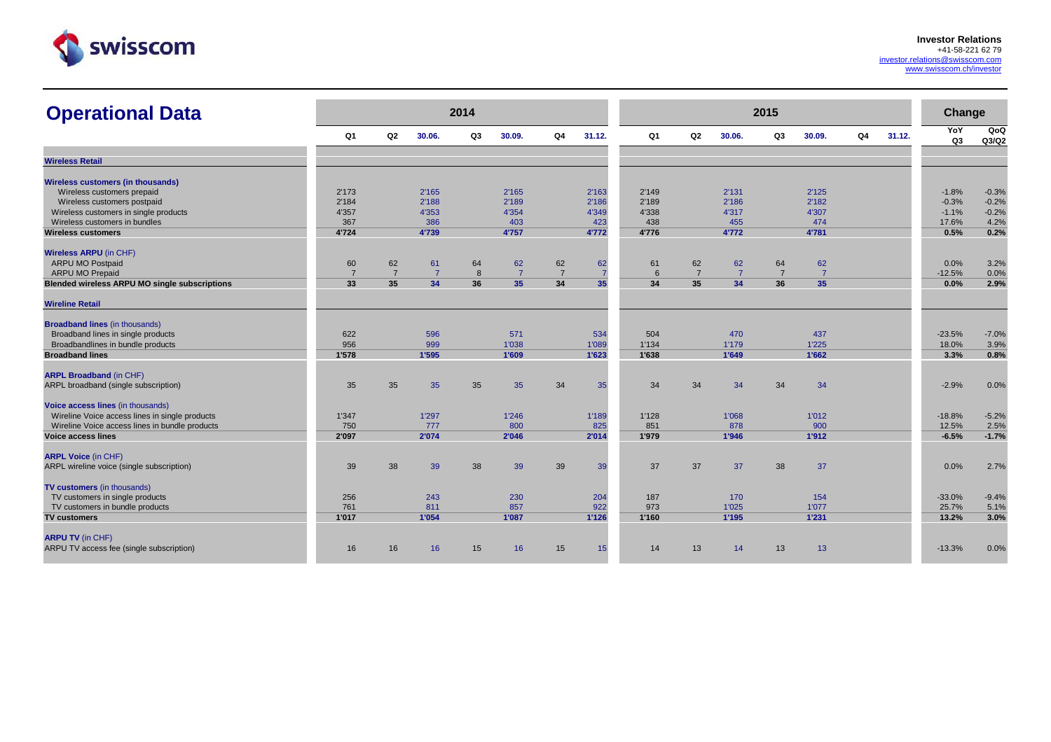**Investor Relations**
+41-58-221 62 79
investor.relations@swisscom.com
www.swisscom.ch/investor

# Operational Data

| | 2014 | | | | | | | 2015 | | | | | | | Change | |
|---|---|---|---|---|---|---|---|---|---|---|---|---|---|---|---|---|
| | Q1 | Q2 | 30.06. | Q3 | 30.09. | Q4 | 31.12. | Q1 | Q2 | 30.06. | Q3 | 30.09. | Q4 | 31.12. | YoY Q3 | QoQ Q3/Q2 |
| **Wireless Retail** | | | | | | | | | | | | | | | | |
| **Wireless customers (in thousands)** | | | | | | | | | | | | | | | | |
| Wireless customers prepaid | 2'173 | | 2'165 | | 2'165 | | 2'163 | 2'149 | | 2'131 | | 2'125 | | | -1.8% | -0.3% |
| Wireless customers postpaid | 2'184 | | 2'188 | | 2'189 | | 2'186 | 2'189 | | 2'186 | | 2'182 | | | -0.3% | -0.2% |
| Wireless customers in single products | 4'357 | | 4'353 | | 4'354 | | 4'349 | 4'338 | | 4'317 | | 4'307 | | | -1.1% | -0.2% |
| Wireless customers in bundles | 367 | | 386 | | 403 | | 423 | 438 | | 455 | | 474 | | | 17.6% | 4.2% |
| **Wireless customers** | **4'724** | | **4'739** | | **4'757** | | **4'772** | **4'776** | | **4'772** | | **4'781** | | | **0.5%** | **0.2%** |
| **Wireless ARPU** (in CHF) | | | | | | | | | | | | | | | | |
| ARPU MO Postpaid | 60 | 62 | 61 | 64 | 62 | 62 | 62 | 61 | 62 | 62 | 64 | 62 | | | 0.0% | 3.2% |
| ARPU MO Prepaid | 7 | 7 | 7 | 8 | 7 | 7 | 7 | 6 | 7 | 7 | 7 | 7 | | | -12.5% | 0.0% |
| **Blended wireless ARPU MO single subscriptions** | **33** | **35** | **34** | **36** | **35** | **34** | **35** | **34** | **35** | **34** | **36** | **35** | | | **0.0%** | **2.9%** |
| **Wireline Retail** | | | | | | | | | | | | | | | | |
| **Broadband lines** (in thousands) | | | | | | | | | | | | | | | | |
| Broadband lines in single products | 622 | | 596 | | 571 | | 534 | 504 | | 470 | | 437 | | | -23.5% | -7.0% |
| Broadbandlines in bundle products | 956 | | 999 | | 1'038 | | 1'089 | 1'134 | | 1'179 | | 1'225 | | | 18.0% | 3.9% |
| **Broadband lines** | **1'578** | | **1'595** | | **1'609** | | **1'623** | **1'638** | | **1'649** | | **1'662** | | | **3.3%** | **0.8%** |
| **ARPL Broadband** (in CHF) | | | | | | | | | | | | | | | | |
| ARPL broadband (single subscription) | 35 | 35 | 35 | 35 | 35 | 34 | 35 | 34 | 34 | 34 | 34 | 34 | | | -2.9% | 0.0% |
| **Voice access lines** (in thousands) | | | | | | | | | | | | | | | | |
| Wireline Voice access lines in single products | 1'347 | | 1'297 | | 1'246 | | 1'189 | 1'128 | | 1'068 | | 1'012 | | | -18.8% | -5.2% |
| Wireline Voice access lines in bundle products | 750 | | 777 | | 800 | | 825 | 851 | | 878 | | 900 | | | 12.5% | 2.5% |
| **Voice access lines** | **2'097** | | **2'074** | | **2'046** | | **2'014** | **1'979** | | **1'946** | | **1'912** | | | **-6.5%** | **-1.7%** |
| **ARPL Voice** (in CHF) | | | | | | | | | | | | | | | | |
| ARPL wireline voice (single subscription) | 39 | 38 | 39 | 38 | 39 | 39 | 39 | 37 | 37 | 37 | 38 | 37 | | | 0.0% | 2.7% |
| **TV customers** (in thousands) | | | | | | | | | | | | | | | | |
| TV customers in single products | 256 | | 243 | | 230 | | 204 | 187 | | 170 | | 154 | | | -33.0% | -9.4% |
| TV customers in bundle products | 761 | | 811 | | 857 | | 922 | 973 | | 1'025 | | 1'077 | | | 25.7% | 5.1% |
| **TV customers** | **1'017** | | **1'054** | | **1'087** | | **1'126** | **1'160** | | **1'195** | | **1'231** | | | **13.2%** | **3.0%** |
| **ARPU TV** (in CHF) | | | | | | | | | | | | | | | | |
| ARPU TV access fee (single subscription) | 16 | 16 | 16 | 15 | 16 | 15 | 15 | 14 | 13 | 14 | 13 | 13 | | | -13.3% | 0.0% |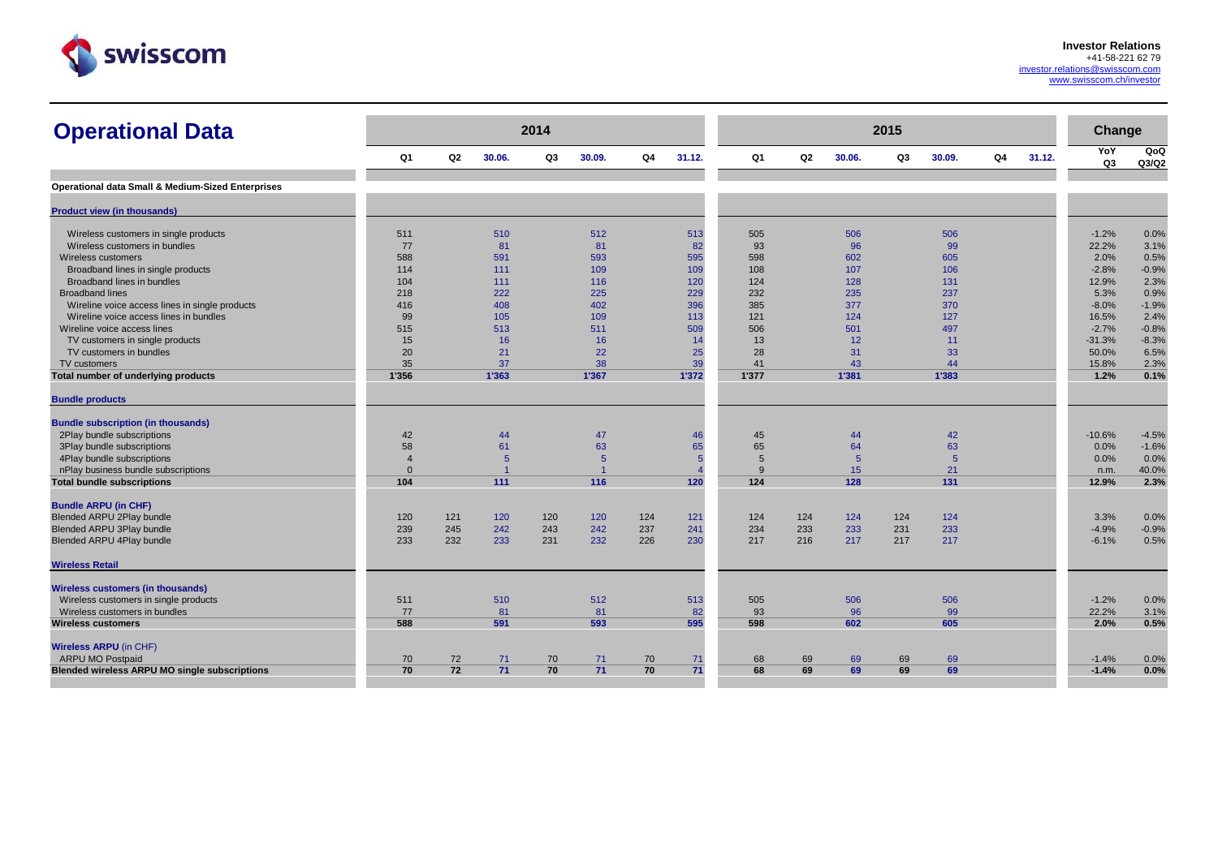# Operational Data

| | 2014 | | | | | | | 2015 | | | | | | | Change | |
|---|---|---|---|---|---|---|---|---|---|---|---|---|---|---|---|---|
| | Q1 | Q2 | 30.06. | Q3 | 30.09. | Q4 | 31.12. | Q1 | Q2 | 30.06. | Q3 | 30.09. | Q4 | 31.12. | YoY Q3 | QoQ Q3/Q2 |
| **Operational data Small & Medium-Sized Enterprises** | | | | | | | | | | | | | | | | |
| **Product view (in thousands)** | | | | | | | | | | | | | | | | |
| Wireless customers in single products | 511 | | 510 | | 512 | | 513 | 505 | | 506 | | 506 | | | -1.2% | 0.0% |
| Wireless customers in bundles | 77 | | 81 | | 81 | | 82 | 93 | | 96 | | 99 | | | 22.2% | 3.1% |
| Wireless customers | 588 | | 591 | | 593 | | 595 | 598 | | 602 | | 605 | | | 2.0% | 0.5% |
| Broadband lines in single products | 114 | | 111 | | 109 | | 109 | 108 | | 107 | | 106 | | | -2.8% | -0.9% |
| Broadband lines in bundles | 104 | | 111 | | 116 | | 120 | 124 | | 128 | | 131 | | | 12.9% | 2.3% |
| Broadband lines | 218 | | 222 | | 225 | | 229 | 232 | | 235 | | 237 | | | 5.3% | 0.9% |
| Wireline voice access lines in single products | 416 | | 408 | | 402 | | 396 | 385 | | 377 | | 370 | | | -8.0% | -1.9% |
| Wireline voice access lines in bundles | 99 | | 105 | | 109 | | 113 | 121 | | 124 | | 127 | | | 16.5% | 2.4% |
| Wireline voice access lines | 515 | | 513 | | 511 | | 509 | 506 | | 501 | | 497 | | | -2.7% | -0.8% |
| TV customers in single products | 15 | | 16 | | 16 | | 14 | 13 | | 12 | | 11 | | | -31.3% | -8.3% |
| TV customers in bundles | 20 | | 21 | | 22 | | 25 | 28 | | 31 | | 33 | | | 50.0% | 6.5% |
| TV customers | 35 | | 37 | | 38 | | 39 | 41 | | 43 | | 44 | | | 15.8% | 2.3% |
| **Total number of underlying products** | **1'356** | | **1'363** | | **1'367** | | **1'372** | **1'377** | | **1'381** | | **1'383** | | | **1.2%** | **0.1%** |
| **Bundle products** | | | | | | | | | | | | | | | | |
| **Bundle subscription (in thousands)** | | | | | | | | | | | | | | | | |
| 2Play bundle subscriptions | 42 | | 44 | | 47 | | 46 | 45 | | 44 | | 42 | | | -10.6% | -4.5% |
| 3Play bundle subscriptions | 58 | | 61 | | 63 | | 65 | 65 | | 64 | | 63 | | | 0.0% | -1.6% |
| 4Play bundle subscriptions | 4 | | 5 | | 5 | | 5 | 5 | | 5 | | 5 | | | 0.0% | 0.0% |
| nPlay business bundle subscriptions | 0 | | 1 | | 1 | | 4 | 9 | | 15 | | 21 | | | n.m. | 40.0% |
| **Total bundle subscriptions** | **104** | | **111** | | **116** | | **120** | **124** | | **128** | | **131** | | | **12.9%** | **2.3%** |
| **Bundle ARPU (in CHF)** | | | | | | | | | | | | | | | | |
| Blended ARPU 2Play bundle | 120 | 121 | 120 | 120 | 120 | 124 | 121 | 124 | 124 | 124 | 124 | 124 | | | 3.3% | 0.0% |
| Blended ARPU 3Play bundle | 239 | 245 | 242 | 243 | 242 | 237 | 241 | 234 | 233 | 233 | 231 | 233 | | | -4.9% | -0.9% |
| Blended ARPU 4Play bundle | 233 | 232 | 233 | 231 | 232 | 226 | 230 | 217 | 216 | 217 | 217 | 217 | | | -6.1% | 0.5% |
| **Wireless Retail** | | | | | | | | | | | | | | | | |
| **Wireless customers (in thousands)** | | | | | | | | | | | | | | | | |
| Wireless customers in single products | 511 | | 510 | | 512 | | 513 | 505 | | 506 | | 506 | | | -1.2% | 0.0% |
| Wireless customers in bundles | 77 | | 81 | | 81 | | 82 | 93 | | 96 | | 99 | | | 22.2% | 3.1% |
| **Wireless customers** | **588** | | **591** | | **593** | | **595** | **598** | | **602** | | **605** | | | **2.0%** | **0.5%** |
| **Wireless ARPU (in CHF)** | | | | | | | | | | | | | | | | |
| ARPU MO Postpaid | 70 | 72 | 71 | 70 | 71 | 70 | 71 | 68 | 69 | 69 | 69 | 69 | | | -1.4% | 0.0% |
| **Blended wireless ARPU MO single subscriptions** | **70** | **72** | **71** | **70** | **71** | **70** | **71** | **68** | **69** | **69** | **69** | **69** | | | **-1.4%** | **0.0%** |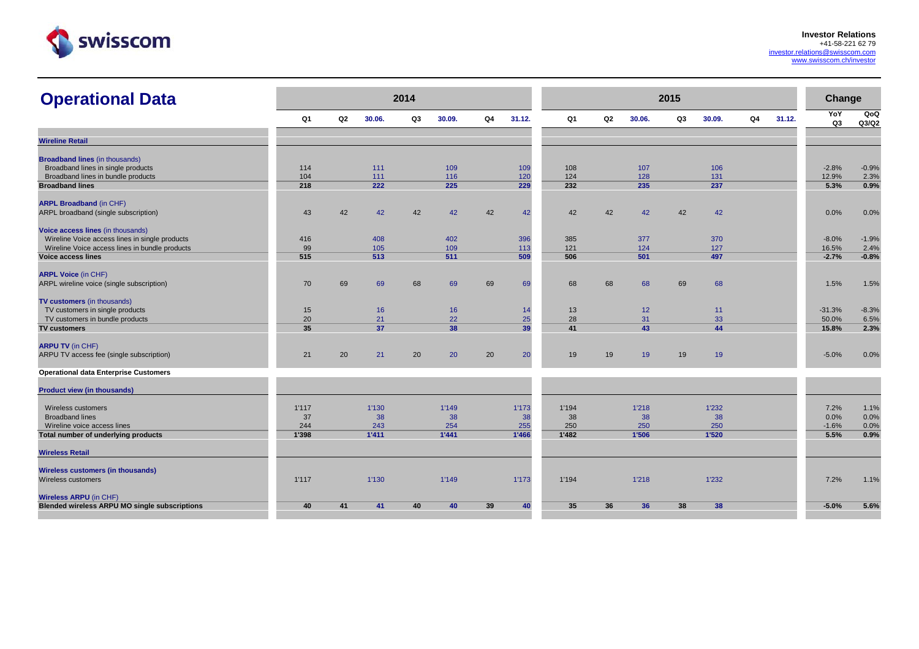**Investor Relations**
+41-58-221 62 79
investor.relations@swisscom.com
www.swisscom.ch/investor

# Operational Data

| | 2014 | | | | | | | 2015 | | | | | | | Change | |
|---|---|---|---|---|---|---|---|---|---|---|---|---|---|---|---|---|
| | Q1 | Q2 | 30.06. | Q3 | 30.09. | Q4 | 31.12. | Q1 | Q2 | 30.06. | Q3 | 30.09. | Q4 | 31.12. | YoY Q3 | QoQ Q3/Q2 |
| **Wireline Retail** | | | | | | | | | | | | | | | | |
| **Broadband lines** (in thousands) | | | | | | | | | | | | | | | | |
| Broadband lines in single products | 114 | | 111 | | 109 | | 109 | 108 | | 107 | | 106 | | | -2.8% | -0.9% |
| Broadband lines in bundle products | 104 | | 111 | | 116 | | 120 | 124 | | 128 | | 131 | | | 12.9% | 2.3% |
| **Broadband lines** | **218** | | **222** | | **225** | | **229** | **232** | | **235** | | **237** | | | **5.3%** | **0.9%** |
| **ARPL Broadband** (in CHF) | | | | | | | | | | | | | | | | |
| ARPL broadband (single subscription) | 43 | 42 | 42 | 42 | 42 | 42 | 42 | 42 | 42 | 42 | 42 | 42 | | | 0.0% | 0.0% |
| **Voice access lines** (in thousands) | | | | | | | | | | | | | | | | |
| Wireline Voice access lines in single products | 416 | | 408 | | 402 | | 396 | 385 | | 377 | | 370 | | | -8.0% | -1.9% |
| Wireline Voice access lines in bundle products | 99 | | 105 | | 109 | | 113 | 121 | | 124 | | 127 | | | 16.5% | 2.4% |
| **Voice access lines** | **515** | | **513** | | **511** | | **509** | **506** | | **501** | | **497** | | | **-2.7%** | **-0.8%** |
| **ARPL Voice** (in CHF) | | | | | | | | | | | | | | | | |
| ARPL wireline voice (single subscription) | 70 | 69 | 69 | 68 | 69 | 69 | 69 | 68 | 68 | 68 | 69 | 68 | | | 1.5% | 1.5% |
| **TV customers** (in thousands) | | | | | | | | | | | | | | | | |
| TV customers in single products | 15 | | 16 | | 16 | | 14 | 13 | | 12 | | 11 | | | -31.3% | -8.3% |
| TV customers in bundle products | 20 | | 21 | | 22 | | 25 | 28 | | 31 | | 33 | | | 50.0% | 6.5% |
| **TV customers** | **35** | | **37** | | **38** | | **39** | **41** | | **43** | | **44** | | | **15.8%** | **2.3%** |
| **ARPU TV** (in CHF) | | | | | | | | | | | | | | | | |
| ARPU TV access fee (single subscription) | 21 | 20 | 21 | 20 | 20 | 20 | 20 | 19 | 19 | 19 | 19 | 19 | | | -5.0% | 0.0% |
| **Operational data Enterprise Customers** | | | | | | | | | | | | | | | | |
| **Product view (in thousands)** | | | | | | | | | | | | | | | | |
| Wireless customers | 1'117 | | 1'130 | | 1'149 | | 1'173 | 1'194 | | 1'218 | | 1'232 | | | 7.2% | 1.1% |
| Broadband lines | 37 | | 38 | | 38 | | 38 | 38 | | 38 | | 38 | | | 0.0% | 0.0% |
| Wireline voice access lines | 244 | | 243 | | 254 | | 255 | 250 | | 250 | | 250 | | | -1.6% | 0.0% |
| **Total number of underlying products** | **1'398** | | **1'411** | | **1'441** | | **1'466** | **1'482** | | **1'506** | | **1'520** | | | **5.5%** | **0.9%** |
| **Wireless Retail** | | | | | | | | | | | | | | | | |
| **Wireless customers (in thousands)** | | | | | | | | | | | | | | | | |
| Wireless customers | 1'117 | | 1'130 | | 1'149 | | 1'173 | 1'194 | | 1'218 | | 1'232 | | | 7.2% | 1.1% |
| **Wireless ARPU** (in CHF) | | | | | | | | | | | | | | | | |
| **Blended wireless ARPU MO single subscriptions** | **40** | **41** | **41** | **40** | **40** | **39** | **40** | **35** | **36** | **36** | **38** | **38** | | | **-5.0%** | **5.6%** |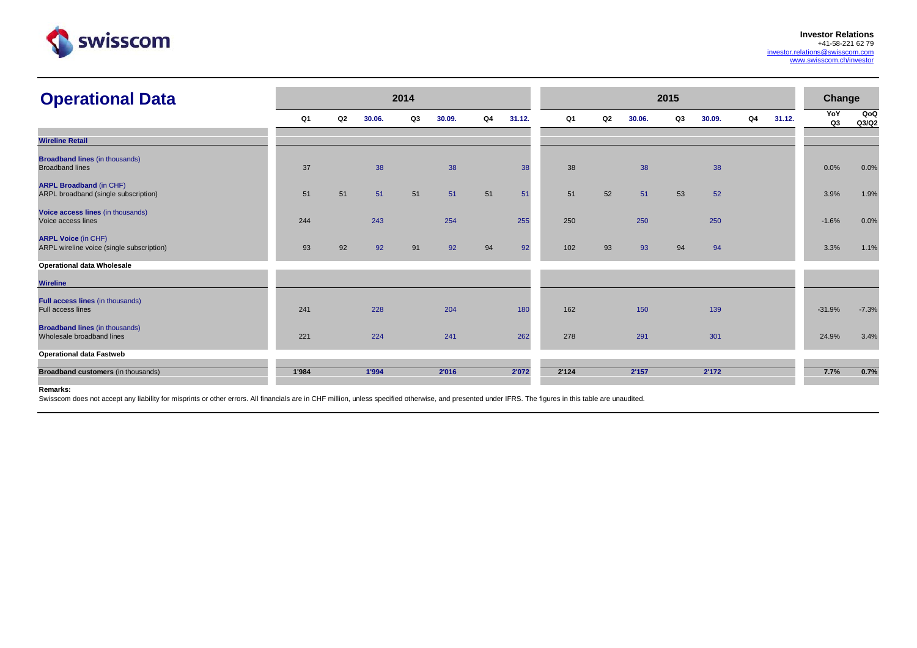Investor Relations
+41-58-221 62 79
investor.relations@swisscom.com
www.swisscom.ch/investor

# Operational Data

| | 2014 | | | | | | | 2015 | | | | | | | Change | |
|---|---|---|---|---|---|---|---|---|---|---|---|---|---|---|---|---|
| | Q1 | Q2 | 30.06. | Q3 | 30.09. | Q4 | 31.12. | Q1 | Q2 | 30.06. | Q3 | 30.09. | Q4 | 31.12. | YoY Q3 | QoQ Q3/Q2 |
| **Wireline Retail** | | | | | | | | | | | | | | | | |
| **Broadband lines** (in thousands) | | | | | | | | | | | | | | | | |
| Broadband lines | 37 | | 38 | | 38 | | 38 | 38 | | 38 | | 38 | | | 0.0% | 0.0% |
| **ARPL Broadband** (in CHF) | | | | | | | | | | | | | | | | |
| ARPL broadband (single subscription) | 51 | 51 | 51 | 51 | 51 | 51 | 51 | 51 | 52 | 51 | 53 | 52 | | | 3.9% | 1.9% |
| **Voice access lines** (in thousands) | | | | | | | | | | | | | | | | |
| Voice access lines | 244 | | 243 | | 254 | | 255 | 250 | | 250 | | 250 | | | -1.6% | 0.0% |
| **ARPL Voice** (in CHF) | | | | | | | | | | | | | | | | |
| ARPL wireline voice (single subscription) | 93 | 92 | 92 | 91 | 92 | 94 | 92 | 102 | 93 | 93 | 94 | 94 | | | 3.3% | 1.1% |
| **Operational data Wholesale** | | | | | | | | | | | | | | | | |
| **Wireline** | | | | | | | | | | | | | | | | |
| **Full access lines** (in thousands) | | | | | | | | | | | | | | | | |
| Full access lines | 241 | | 228 | | 204 | | 180 | 162 | | 150 | | 139 | | | -31.9% | -7.3% |
| **Broadband lines** (in thousands) | | | | | | | | | | | | | | | | |
| Wholesale broadband lines | 221 | | 224 | | 241 | | 262 | 278 | | 291 | | 301 | | | 24.9% | 3.4% |
| **Operational data Fastweb** | | | | | | | | | | | | | | | | |
| **Broadband customers** (in thousands) | **1'984** | | **1'994** | | **2'016** | | **2'072** | **2'124** | | **2'157** | | **2'172** | | | **7.7%** | **0.7%** |

**Remarks:**

Swisscom does not accept any liability for misprints or other errors. All financials are in CHF million, unless specified otherwise, and presented under IFRS. The figures in this table are unaudited.